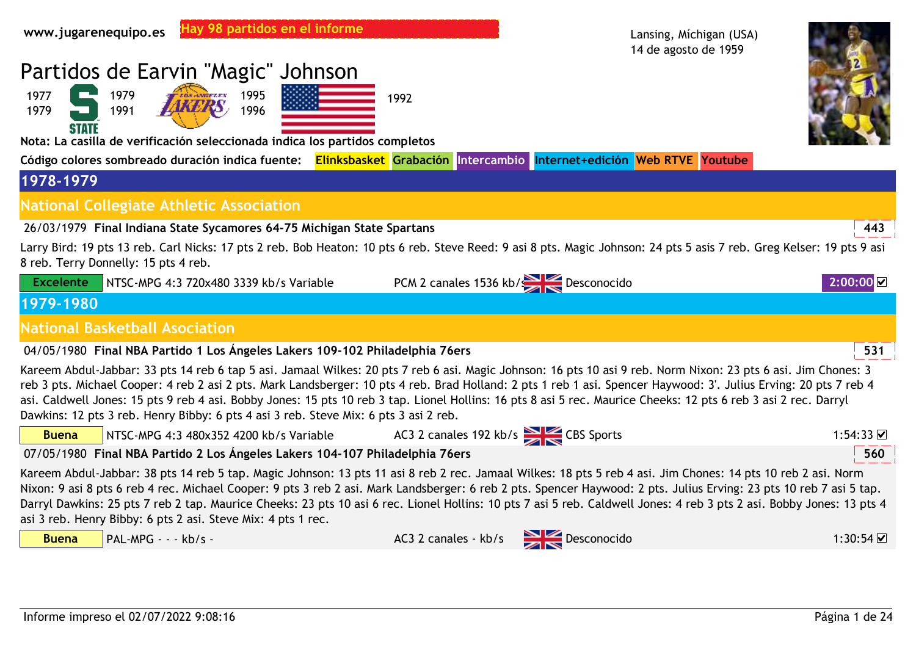www.jugarenequipo.es **Hay 98 partidos en el informe**

Lansing, Míchigan (USA)
14 de agosto de 1959

# Partidos de Earvin "Magic" Johnson

1977 1979 — 1979 1991 — 1995 1996 — 1992

**Nota: La casilla de verificación seleccionada indica los partidos completos**

**Código colores sombreado duración indica fuente:** Elinksbasket Grabación Intercambio Internet+edición Web RTVE Youtube

## 1978-1979

### National Collegiate Athletic Association

26/03/1979 **Final Indiana State Sycamores 64-75 Michigan State Spartans** — 443

Larry Bird: 19 pts 13 reb. Carl Nicks: 17 pts 2 reb. Bob Heaton: 10 pts 6 reb. Steve Reed: 9 asi 8 pts. Magic Johnson: 24 pts 5 asis 7 reb. Greg Kelser: 19 pts 9 asi 8 reb. Terry Donnelly: 15 pts 4 reb.

| Calidad | Vídeo | Audio | Comentarista | Duración |
|---|---|---|---|---|
| Excelente | NTSC-MPG 4:3 720x480 3339 kb/s Variable | PCM 2 canales 1536 kb/s | Desconocido | 2:00:00 ☑ |

## 1979-1980

### National Basketball Asociation

04/05/1980 **Final NBA Partido 1 Los Ángeles Lakers 109-102 Philadelphia 76ers** — 531

Kareem Abdul-Jabbar: 33 pts 14 reb 6 tap 5 asi. Jamaal Wilkes: 20 pts 7 reb 6 asi. Magic Johnson: 16 pts 10 asi 9 reb. Norm Nixon: 23 pts 6 asi. Jim Chones: 3 reb 3 pts. Michael Cooper: 4 reb 2 asi 2 pts. Mark Landsberger: 10 pts 4 reb. Brad Holland: 2 pts 1 reb 1 asi. Spencer Haywood: 3'. Julius Erving: 20 pts 7 reb 4 asi. Caldwell Jones: 15 pts 9 reb 4 asi. Bobby Jones: 15 pts 10 reb 3 tap. Lionel Hollins: 16 pts 8 asi 5 rec. Maurice Cheeks: 12 pts 6 reb 3 asi 2 rec. Darryl Dawkins: 12 pts 3 reb. Henry Bibby: 6 pts 4 asi 3 reb. Steve Mix: 6 pts 3 asi 2 reb.

| Calidad | Vídeo | Audio | Comentarista | Duración |
|---|---|---|---|---|
| Buena | NTSC-MPG 4:3 480x352 4200 kb/s Variable | AC3 2 canales 192 kb/s | CBS Sports | 1:54:33 ☑ |

07/05/1980 **Final NBA Partido 2 Los Ángeles Lakers 104-107 Philadelphia 76ers** — 560

Kareem Abdul-Jabbar: 38 pts 14 reb 5 tap. Magic Johnson: 13 pts 11 asi 8 reb 2 rec. Jamaal Wilkes: 18 pts 5 reb 4 asi. Jim Chones: 14 pts 10 reb 2 asi. Norm Nixon: 9 asi 8 pts 6 reb 4 rec. Michael Cooper: 9 pts 3 reb 2 asi. Mark Landsberger: 6 reb 2 pts. Spencer Haywood: 2 pts. Julius Erving: 23 pts 10 reb 7 asi 5 tap. Darryl Dawkins: 25 pts 7 reb 2 tap. Maurice Cheeks: 23 pts 10 asi 6 rec. Lionel Hollins: 10 pts 7 asi 5 reb. Caldwell Jones: 4 reb 3 pts 2 asi. Bobby Jones: 13 pts 4 asi 3 reb. Henry Bibby: 6 pts 2 asi. Steve Mix: 4 pts 1 rec.

| Calidad | Vídeo | Audio | Comentarista | Duración |
|---|---|---|---|---|
| Buena | PAL-MPG - - - kb/s - | AC3 2 canales - kb/s | Desconocido | 1:30:54 ☑ |

Informe impreso el 02/07/2022 9:08:16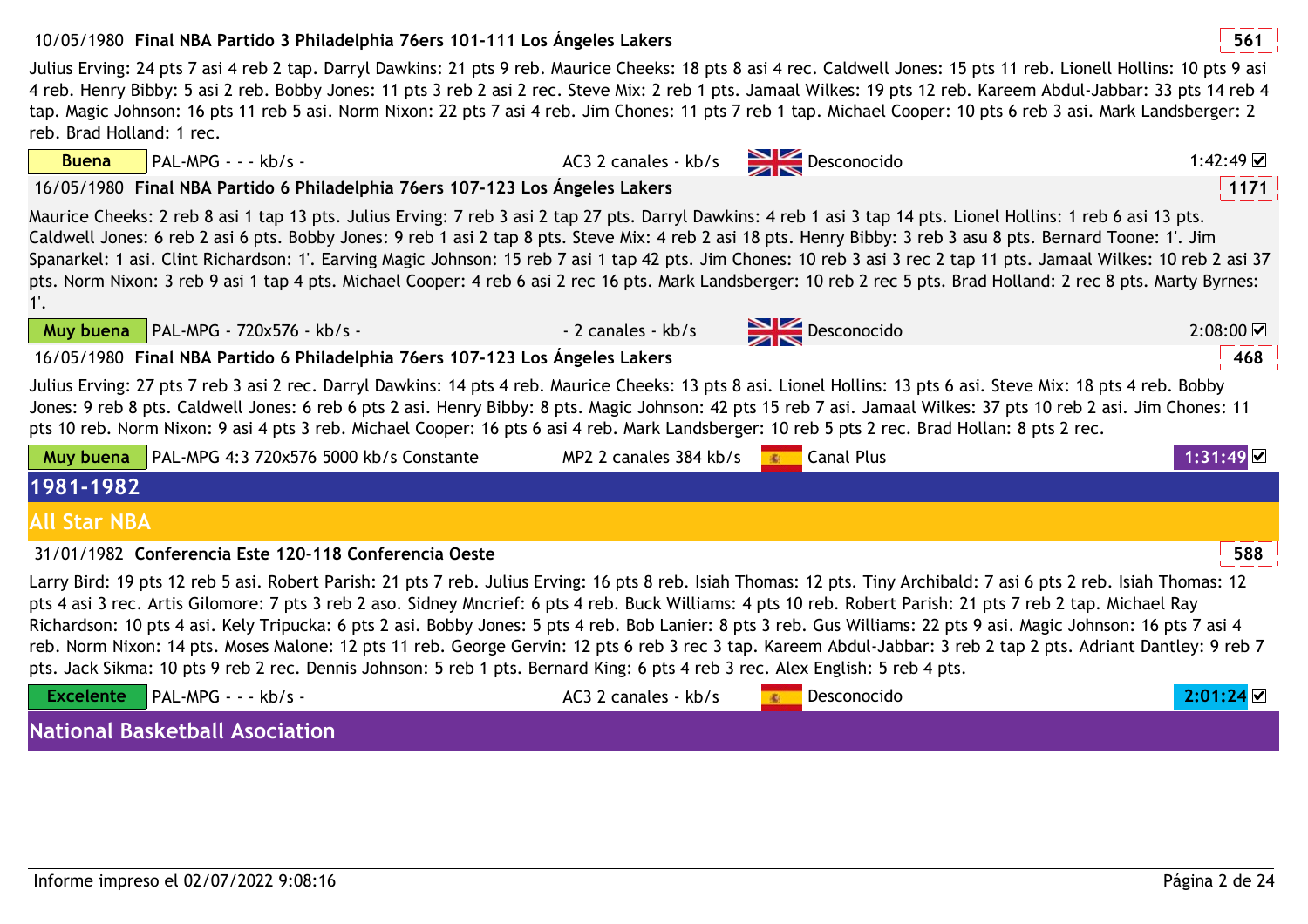10/05/1980 **Final NBA Partido 3 Philadelphia 76ers 101-111 Los Ángeles Lakers** 561

Julius Erving: 24 pts 7 asi 4 reb 2 tap. Darryl Dawkins: 21 pts 9 reb. Maurice Cheeks: 18 pts 8 asi 4 rec. Caldwell Jones: 15 pts 11 reb. Lionell Hollins: 10 pts 9 asi 4 reb. Henry Bibby: 5 asi 2 reb. Bobby Jones: 11 pts 3 reb 2 asi 2 rec. Steve Mix: 2 reb 1 pts. Jamaal Wilkes: 19 pts 12 reb. Kareem Abdul-Jabbar: 33 pts 14 reb 4 tap. Magic Johnson: 16 pts 11 reb 5 asi. Norm Nixon: 22 pts 7 asi 4 reb. Jim Chones: 11 pts 7 reb 1 tap. Michael Cooper: 10 pts 6 reb 3 asi. Mark Landsberger: 2 reb. Brad Holland: 1 rec.

| Buena | PAL-MPG - - - kb/s - | AC3 2 canales - kb/s | Desconocido | 1:42:49 ☑ |
|---|---|---|---|---|

16/05/1980 **Final NBA Partido 6 Philadelphia 76ers 107-123 Los Ángeles Lakers** 1171

Maurice Cheeks: 2 reb 8 asi 1 tap 13 pts. Julius Erving: 7 reb 3 asi 2 tap 27 pts. Darryl Dawkins: 4 reb 1 asi 3 tap 14 pts. Lionel Hollins: 1 reb 6 asi 13 pts. Caldwell Jones: 6 reb 2 asi 6 pts. Bobby Jones: 9 reb 1 asi 2 tap 8 pts. Steve Mix: 4 reb 2 asi 18 pts. Henry Bibby: 3 reb 3 asu 8 pts. Bernard Toone: 1'. Jim Spanarkel: 1 asi. Clint Richardson: 1'. Earving Magic Johnson: 15 reb 7 asi 1 tap 42 pts. Jim Chones: 10 reb 3 asi 3 rec 2 tap 11 pts. Jamaal Wilkes: 10 reb 2 asi 37 pts. Norm Nixon: 3 reb 9 asi 1 tap 4 pts. Michael Cooper: 4 reb 6 asi 2 rec 16 pts. Mark Landsberger: 10 reb 2 rec 5 pts. Brad Holland: 2 rec 8 pts. Marty Byrnes: 1'.

| Muy buena | PAL-MPG - 720x576 - kb/s - | - 2 canales - kb/s | Desconocido | 2:08:00 ☑ |
|---|---|---|---|---|

16/05/1980 **Final NBA Partido 6 Philadelphia 76ers 107-123 Los Ángeles Lakers** 468

Julius Erving: 27 pts 7 reb 3 asi 2 rec. Darryl Dawkins: 14 pts 4 reb. Maurice Cheeks: 13 pts 8 asi. Lionel Hollins: 13 pts 6 asi. Steve Mix: 18 pts 4 reb. Bobby Jones: 9 reb 8 pts. Caldwell Jones: 6 reb 6 pts 2 asi. Henry Bibby: 8 pts. Magic Johnson: 42 pts 15 reb 7 asi. Jamaal Wilkes: 37 pts 10 reb 2 asi. Jim Chones: 11 pts 10 reb. Norm Nixon: 9 asi 4 pts 3 reb. Michael Cooper: 16 pts 6 asi 4 reb. Mark Landsberger: 10 reb 5 pts 2 rec. Brad Hollan: 8 pts 2 rec.

| Muy buena | PAL-MPG 4:3 720x576 5000 kb/s Constante | MP2 2 canales 384 kb/s | Canal Plus | 1:31:49 ☑ |
|---|---|---|---|---|

## 1981-1982

### All Star NBA

31/01/1982 **Conferencia Este 120-118 Conferencia Oeste** 588

Larry Bird: 19 pts 12 reb 5 asi. Robert Parish: 21 pts 7 reb. Julius Erving: 16 pts 8 reb. Isiah Thomas: 12 pts. Tiny Archibald: 7 asi 6 pts 2 reb. Isiah Thomas: 12 pts 4 asi 3 rec. Artis Gilomore: 7 pts 3 reb 2 aso. Sidney Mncrief: 6 pts 4 reb. Buck Williams: 4 pts 10 reb. Robert Parish: 21 pts 7 reb 2 tap. Michael Ray Richardson: 10 pts 4 asi. Kely Tripucka: 6 pts 2 asi. Bobby Jones: 5 pts 4 reb. Bob Lanier: 8 pts 3 reb. Gus Williams: 22 pts 9 asi. Magic Johnson: 16 pts 7 asi 4 reb. Norm Nixon: 14 pts. Moses Malone: 12 pts 11 reb. George Gervin: 12 pts 6 reb 3 rec 3 tap. Kareem Abdul-Jabbar: 3 reb 2 tap 2 pts. Adriant Dantley: 9 reb 7 pts. Jack Sikma: 10 pts 9 reb 2 rec. Dennis Johnson: 5 reb 1 pts. Bernard King: 6 pts 4 reb 3 rec. Alex English: 5 reb 4 pts.

| Excelente | PAL-MPG - - - kb/s - | AC3 2 canales - kb/s | Desconocido | 2:01:24 ☑ |
|---|---|---|---|---|

### National Basketball Asociation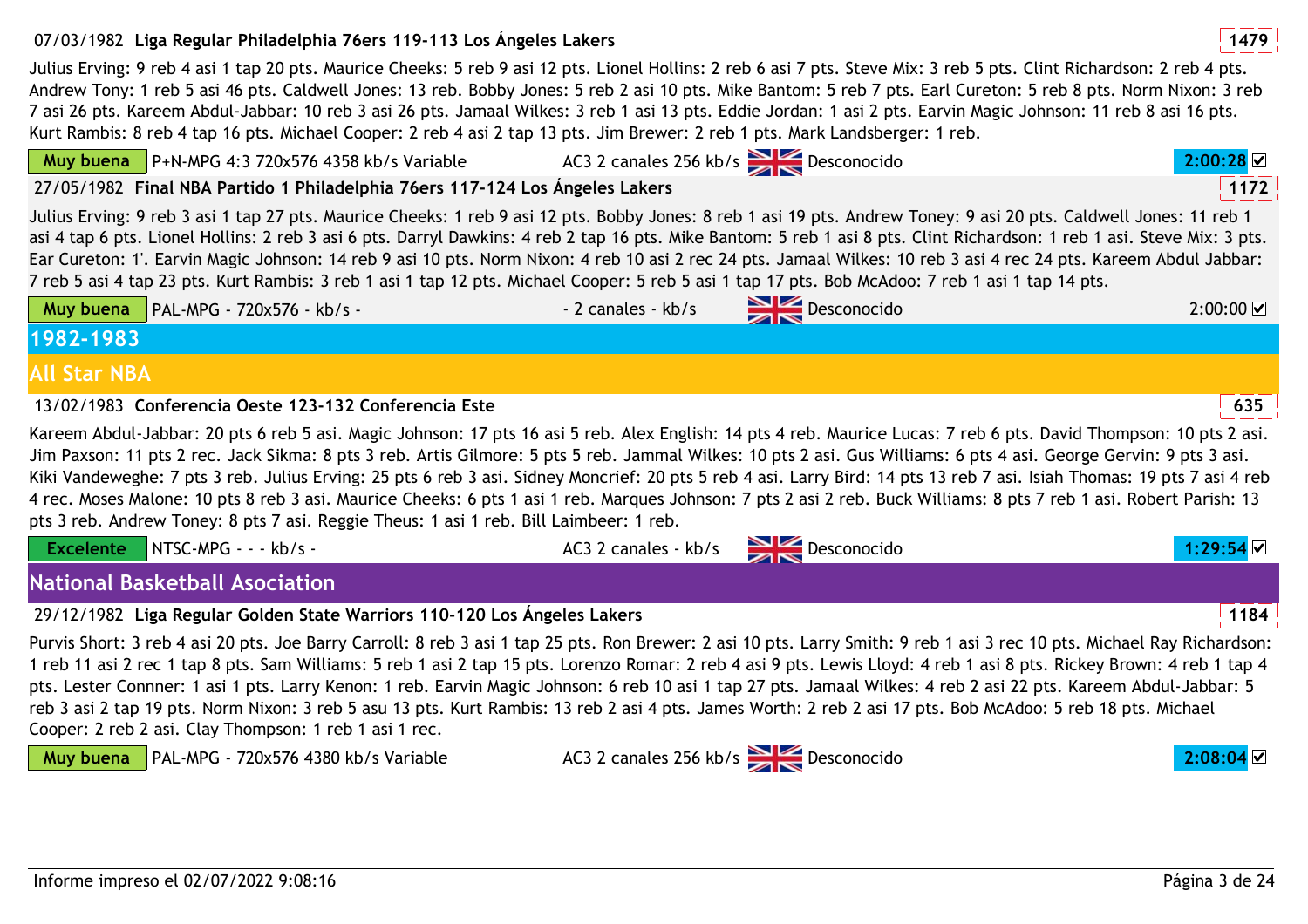07/03/1982 **Liga Regular Philadelphia 76ers 119-113 Los Ángeles Lakers** 1479

Julius Erving: 9 reb 4 asi 1 tap 20 pts. Maurice Cheeks: 5 reb 9 asi 12 pts. Lionel Hollins: 2 reb 6 asi 7 pts. Steve Mix: 3 reb 5 pts. Clint Richardson: 2 reb 4 pts. Andrew Tony: 1 reb 5 asi 46 pts. Caldwell Jones: 13 reb. Bobby Jones: 5 reb 2 asi 10 pts. Mike Bantom: 5 reb 7 pts. Earl Cureton: 5 reb 8 pts. Norm Nixon: 3 reb 7 asi 26 pts. Kareem Abdul-Jabbar: 10 reb 3 asi 26 pts. Jamaal Wilkes: 3 reb 1 asi 13 pts. Eddie Jordan: 1 asi 2 pts. Earvin Magic Johnson: 11 reb 8 asi 16 pts. Kurt Rambis: 8 reb 4 tap 16 pts. Michael Cooper: 2 reb 4 asi 2 tap 13 pts. Jim Brewer: 2 reb 1 pts. Mark Landsberger: 1 reb.

Muy buena | P+N-MPG 4:3 720x576 4358 kb/s Variable | AC3 2 canales 256 kb/s | Desconocido | 2:00:28 ☑

27/05/1982 **Final NBA Partido 1 Philadelphia 76ers 117-124 Los Ángeles Lakers** 1172

Julius Erving: 9 reb 3 asi 1 tap 27 pts. Maurice Cheeks: 1 reb 9 asi 12 pts. Bobby Jones: 8 reb 1 asi 19 pts. Andrew Toney: 9 asi 20 pts. Caldwell Jones: 11 reb 1 asi 4 tap 6 pts. Lionel Hollins: 2 reb 3 asi 6 pts. Darryl Dawkins: 4 reb 2 tap 16 pts. Mike Bantom: 5 reb 1 asi 8 pts. Clint Richardson: 1 reb 1 asi. Steve Mix: 3 pts. Ear Cureton: 1'. Earvin Magic Johnson: 14 reb 9 asi 10 pts. Norm Nixon: 4 reb 10 asi 2 rec 24 pts. Jamaal Wilkes: 10 reb 3 asi 4 rec 24 pts. Kareem Abdul Jabbar: 7 reb 5 asi 4 tap 23 pts. Kurt Rambis: 3 reb 1 asi 1 tap 12 pts. Michael Cooper: 5 reb 5 asi 1 tap 17 pts. Bob McAdoo: 7 reb 1 asi 1 tap 14 pts.

Muy buena | PAL-MPG - 720x576 - kb/s - | - 2 canales - kb/s | Desconocido | 2:00:00 ☑

# 1982-1983

## All Star NBA

13/02/1983 **Conferencia Oeste 123-132 Conferencia Este** 635

Kareem Abdul-Jabbar: 20 pts 6 reb 5 asi. Magic Johnson: 17 pts 16 asi 5 reb. Alex English: 14 pts 4 reb. Maurice Lucas: 7 reb 6 pts. David Thompson: 10 pts 2 asi. Jim Paxson: 11 pts 2 rec. Jack Sikma: 8 pts 3 reb. Artis Gilmore: 5 pts 5 reb. Jammal Wilkes: 10 pts 2 asi. Gus Williams: 6 pts 4 asi. George Gervin: 9 pts 3 asi. Kiki Vandeweghe: 7 pts 3 reb. Julius Erving: 25 pts 6 reb 3 asi. Sidney Moncrief: 20 pts 5 reb 4 asi. Larry Bird: 14 pts 13 reb 7 asi. Isiah Thomas: 19 pts 7 asi 4 reb 4 rec. Moses Malone: 10 pts 8 reb 3 asi. Maurice Cheeks: 6 pts 1 asi 1 reb. Marques Johnson: 7 pts 2 asi 2 reb. Buck Williams: 8 pts 7 reb 1 asi. Robert Parish: 13 pts 3 reb. Andrew Toney: 8 pts 7 asi. Reggie Theus: 1 asi 1 reb. Bill Laimbeer: 1 reb.

Excelente | NTSC-MPG - - - kb/s - | AC3 2 canales - kb/s | Desconocido | 1:29:54 ☑

## National Basketball Asociation

29/12/1982 **Liga Regular Golden State Warriors 110-120 Los Ángeles Lakers** 1184

Purvis Short: 3 reb 4 asi 20 pts. Joe Barry Carroll: 8 reb 3 asi 1 tap 25 pts. Ron Brewer: 2 asi 10 pts. Larry Smith: 9 reb 1 asi 3 rec 10 pts. Michael Ray Richardson: 1 reb 11 asi 2 rec 1 tap 8 pts. Sam Williams: 5 reb 1 asi 2 tap 15 pts. Lorenzo Romar: 2 reb 4 asi 9 pts. Lewis Lloyd: 4 reb 1 asi 8 pts. Rickey Brown: 4 reb 1 tap 4 pts. Lester Connner: 1 asi 1 pts. Larry Kenon: 1 reb. Earvin Magic Johnson: 6 reb 10 asi 1 tap 27 pts. Jamaal Wilkes: 4 reb 2 asi 22 pts. Kareem Abdul-Jabbar: 5 reb 3 asi 2 tap 19 pts. Norm Nixon: 3 reb 5 asu 13 pts. Kurt Rambis: 13 reb 2 asi 4 pts. James Worth: 2 reb 2 asi 17 pts. Bob McAdoo: 5 reb 18 pts. Michael Cooper: 2 reb 2 asi. Clay Thompson: 1 reb 1 asi 1 rec.

Muy buena | PAL-MPG - 720x576 4380 kb/s Variable | AC3 2 canales 256 kb/s | Desconocido | 2:08:04 ☑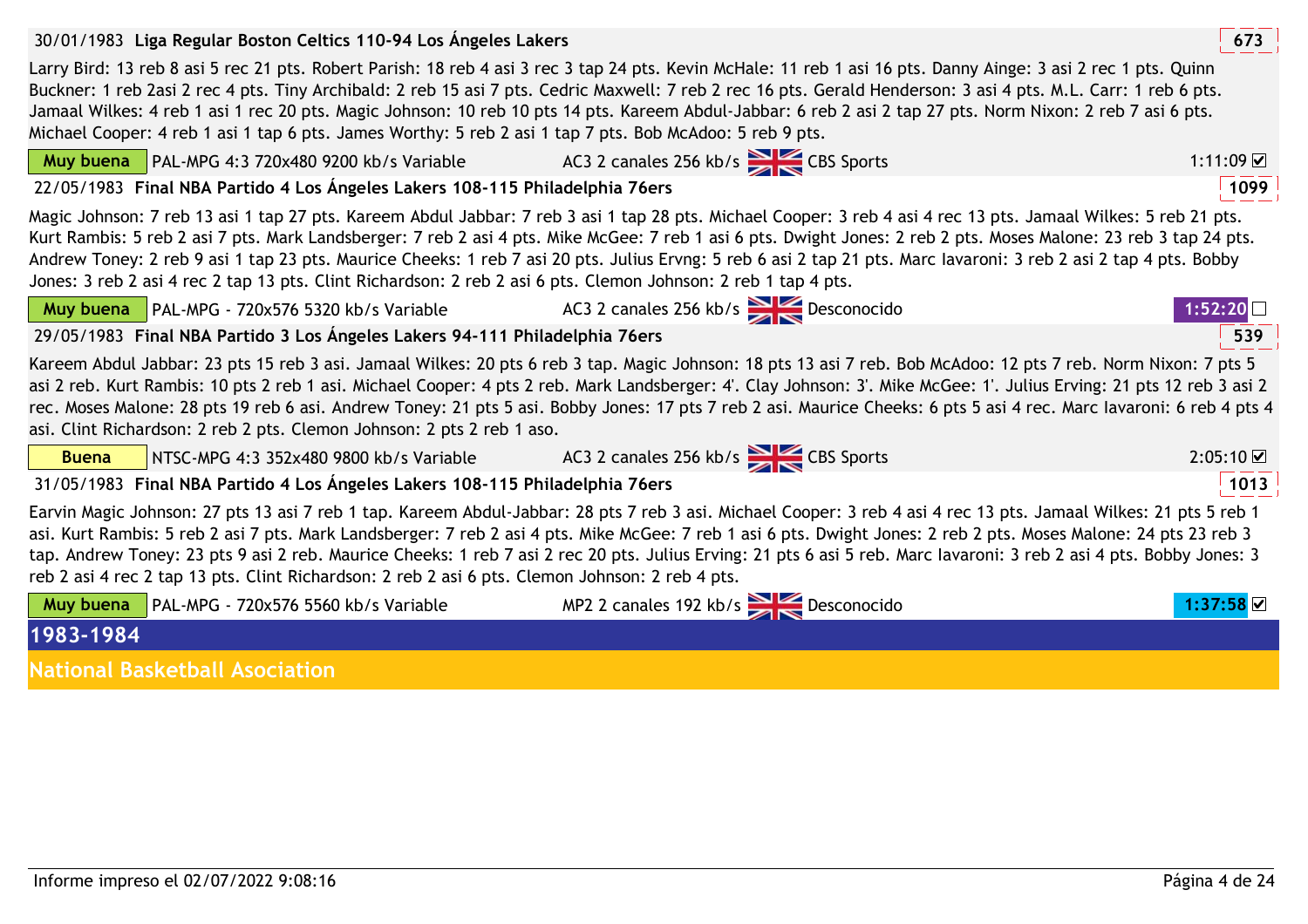**30/01/1983 Liga Regular Boston Celtics 110-94 Los Ángeles Lakers** — 673

Larry Bird: 13 reb 8 asi 5 rec 21 pts. Robert Parish: 18 reb 4 asi 3 rec 3 tap 24 pts. Kevin McHale: 11 reb 1 asi 16 pts. Danny Ainge: 3 asi 2 rec 1 pts. Quinn Buckner: 1 reb 2asi 2 rec 4 pts. Tiny Archibald: 2 reb 15 asi 7 pts. Cedric Maxwell: 7 reb 2 rec 16 pts. Gerald Henderson: 3 asi 4 pts. M.L. Carr: 1 reb 6 pts. Jamaal Wilkes: 4 reb 1 asi 1 rec 20 pts. Magic Johnson: 10 reb 10 pts 14 pts. Kareem Abdul-Jabbar: 6 reb 2 asi 2 tap 27 pts. Norm Nixon: 2 reb 7 asi 6 pts. Michael Cooper: 4 reb 1 asi 1 tap 6 pts. James Worthy: 5 reb 2 asi 1 tap 7 pts. Bob McAdoo: 5 reb 9 pts.

| Muy buena | PAL-MPG 4:3 720x480 9200 kb/s Variable | AC3 2 canales 256 kb/s | CBS Sports | 1:11:09 ☑ |
|---|---|---|---|---|

**22/05/1983 Final NBA Partido 4 Los Ángeles Lakers 108-115 Philadelphia 76ers** — 1099

Magic Johnson: 7 reb 13 asi 1 tap 27 pts. Kareem Abdul Jabbar: 7 reb 3 asi 1 tap 28 pts. Michael Cooper: 3 reb 4 asi 4 rec 13 pts. Jamaal Wilkes: 5 reb 21 pts. Kurt Rambis: 5 reb 2 asi 7 pts. Mark Landsberger: 7 reb 2 asi 4 pts. Mike McGee: 7 reb 1 asi 6 pts. Dwight Jones: 2 reb 2 pts. Moses Malone: 23 reb 3 tap 24 pts. Andrew Toney: 2 reb 9 asi 1 tap 23 pts. Maurice Cheeks: 1 reb 7 asi 20 pts. Julius Ervng: 5 reb 6 asi 2 tap 21 pts. Marc Iavaroni: 3 reb 2 asi 2 tap 4 pts. Bobby Jones: 3 reb 2 asi 4 rec 2 tap 13 pts. Clint Richardson: 2 reb 2 asi 6 pts. Clemon Johnson: 2 reb 1 tap 4 pts.

| Muy buena | PAL-MPG - 720x576 5320 kb/s Variable | AC3 2 canales 256 kb/s | Desconocido | 1:52:20 ☐ |
|---|---|---|---|---|

**29/05/1983 Final NBA Partido 3 Los Ángeles Lakers 94-111 Philadelphia 76ers** — 539

Kareem Abdul Jabbar: 23 pts 15 reb 3 asi. Jamaal Wilkes: 20 pts 6 reb 3 tap. Magic Johnson: 18 pts 13 asi 7 reb. Bob McAdoo: 12 pts 7 reb. Norm Nixon: 7 pts 5 asi 2 reb. Kurt Rambis: 10 pts 2 reb 1 asi. Michael Cooper: 4 pts 2 reb. Mark Landsberger: 4'. Clay Johnson: 3'. Mike McGee: 1'. Julius Erving: 21 pts 12 reb 3 asi 2 rec. Moses Malone: 28 pts 19 reb 6 asi. Andrew Toney: 21 pts 5 asi. Bobby Jones: 17 pts 7 reb 2 asi. Maurice Cheeks: 6 pts 5 asi 4 rec. Marc Iavaroni: 6 reb 4 pts 4 asi. Clint Richardson: 2 reb 2 pts. Clemon Johnson: 2 pts 2 reb 1 aso.

| Buena | NTSC-MPG 4:3 352x480 9800 kb/s Variable | AC3 2 canales 256 kb/s | CBS Sports | 2:05:10 ☑ |
|---|---|---|---|---|

**31/05/1983 Final NBA Partido 4 Los Ángeles Lakers 108-115 Philadelphia 76ers** — 1013

Earvin Magic Johnson: 27 pts 13 asi 7 reb 1 tap. Kareem Abdul-Jabbar: 28 pts 7 reb 3 asi. Michael Cooper: 3 reb 4 asi 4 rec 13 pts. Jamaal Wilkes: 21 pts 5 reb 1 asi. Kurt Rambis: 5 reb 2 asi 7 pts. Mark Landsberger: 7 reb 2 asi 4 pts. Mike McGee: 7 reb 1 asi 6 pts. Dwight Jones: 2 reb 2 pts. Moses Malone: 24 pts 23 reb 3 tap. Andrew Toney: 23 pts 9 asi 2 reb. Maurice Cheeks: 1 reb 7 asi 2 rec 20 pts. Julius Erving: 21 pts 6 asi 5 reb. Marc Iavaroni: 3 reb 2 asi 4 pts. Bobby Jones: 3 reb 2 asi 4 rec 2 tap 13 pts. Clint Richardson: 2 reb 2 asi 6 pts. Clemon Johnson: 2 reb 4 pts.

| Muy buena | PAL-MPG - 720x576 5560 kb/s Variable | MP2 2 canales 192 kb/s | Desconocido | 1:37:58 ☑ |
|---|---|---|---|---|

# 1983-1984

## National Basketball Asociation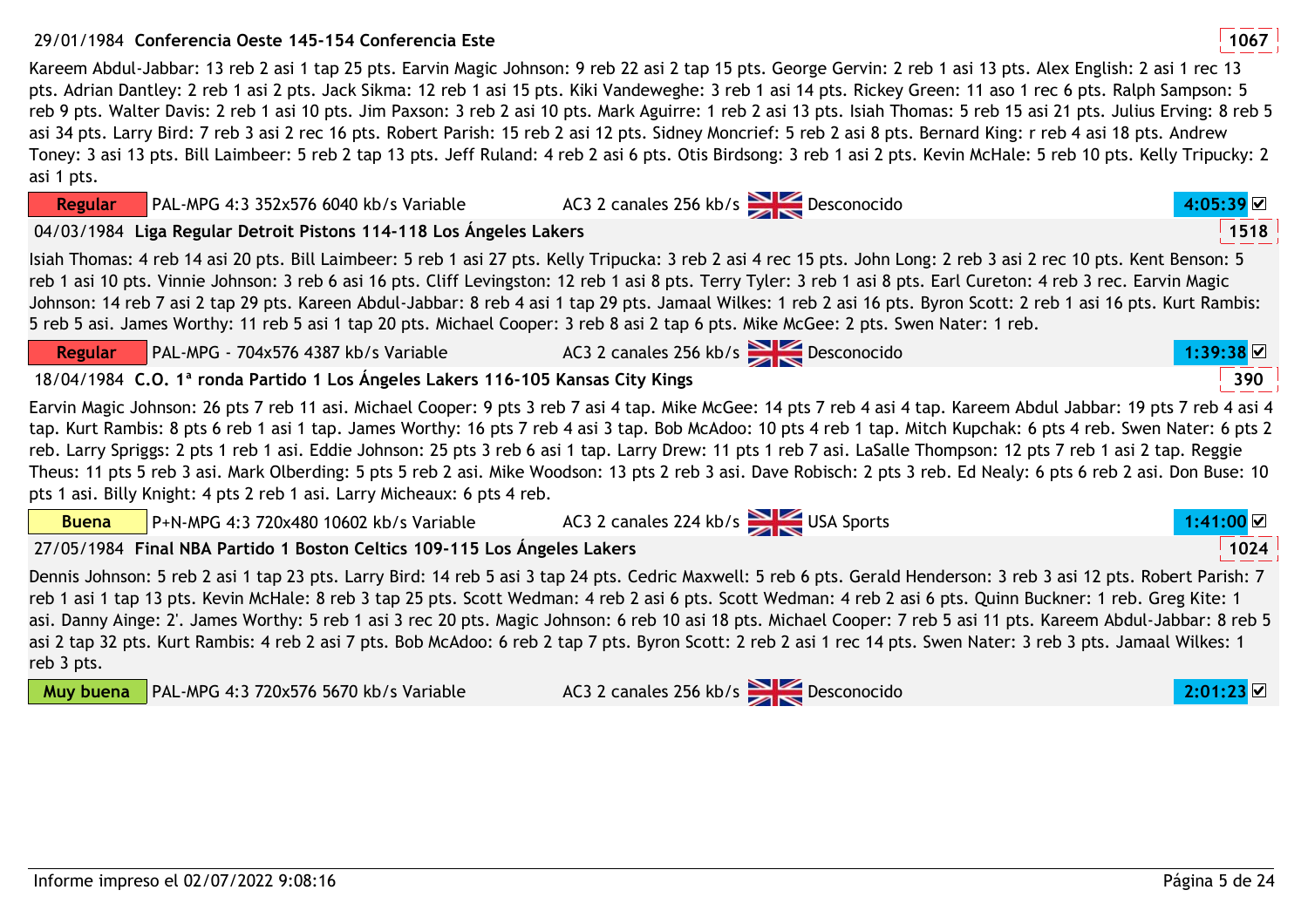29/01/1984 **Conferencia Oeste 145-154 Conferencia Este** 1067

Kareem Abdul-Jabbar: 13 reb 2 asi 1 tap 25 pts. Earvin Magic Johnson: 9 reb 22 asi 2 tap 15 pts. George Gervin: 2 reb 1 asi 13 pts. Alex English: 2 asi 1 rec 13 pts. Adrian Dantley: 2 reb 1 asi 2 pts. Jack Sikma: 12 reb 1 asi 15 pts. Kiki Vandeweghe: 3 reb 1 asi 14 pts. Rickey Green: 11 aso 1 rec 6 pts. Ralph Sampson: 5 reb 9 pts. Walter Davis: 2 reb 1 asi 10 pts. Jim Paxson: 3 reb 2 asi 10 pts. Mark Aguirre: 1 reb 2 asi 13 pts. Isiah Thomas: 5 reb 15 asi 21 pts. Julius Erving: 8 reb 5 asi 34 pts. Larry Bird: 7 reb 3 asi 2 rec 16 pts. Robert Parish: 15 reb 2 asi 12 pts. Sidney Moncrief: 5 reb 2 asi 8 pts. Bernard King: r reb 4 asi 18 pts. Andrew Toney: 3 asi 13 pts. Bill Laimbeer: 5 reb 2 tap 13 pts. Jeff Ruland: 4 reb 2 asi 6 pts. Otis Birdsong: 3 reb 1 asi 2 pts. Kevin McHale: 5 reb 10 pts. Kelly Tripucky: 2 asi 1 pts.

Regular | PAL-MPG 4:3 352x576 6040 kb/s Variable | AC3 2 canales 256 kb/s | Desconocido | 4:05:39 ☑

04/03/1984 **Liga Regular Detroit Pistons 114-118 Los Ángeles Lakers** 1518

Isiah Thomas: 4 reb 14 asi 20 pts. Bill Laimbeer: 5 reb 1 asi 27 pts. Kelly Tripucka: 3 reb 2 asi 4 rec 15 pts. John Long: 2 reb 3 asi 2 rec 10 pts. Kent Benson: 5 reb 1 asi 10 pts. Vinnie Johnson: 3 reb 6 asi 16 pts. Cliff Levingston: 12 reb 1 asi 8 pts. Terry Tyler: 3 reb 1 asi 8 pts. Earl Cureton: 4 reb 3 rec. Earvin Magic Johnson: 14 reb 7 asi 2 tap 29 pts. Kareem Abdul-Jabbar: 8 reb 4 asi 1 tap 29 pts. Jamaal Wilkes: 1 reb 2 asi 16 pts. Byron Scott: 2 reb 1 asi 16 pts. Kurt Rambis: 5 reb 5 asi. James Worthy: 11 reb 5 asi 1 tap 20 pts. Michael Cooper: 3 reb 8 asi 2 tap 6 pts. Mike McGee: 2 pts. Swen Nater: 1 reb.

Regular | PAL-MPG - 704x576 4387 kb/s Variable | AC3 2 canales 256 kb/s | Desconocido | 1:39:38 ☑

18/04/1984 **C.O. 1ª ronda Partido 1 Los Ángeles Lakers 116-105 Kansas City Kings** 390

Earvin Magic Johnson: 26 pts 7 reb 11 asi. Michael Cooper: 9 pts 3 reb 7 asi 4 tap. Mike McGee: 14 pts 7 reb 4 asi 4 tap. Kareem Abdul Jabbar: 19 pts 7 reb 4 asi 4 tap. Kurt Rambis: 8 pts 6 reb 1 asi 1 tap. James Worthy: 16 pts 7 reb 4 asi 3 tap. Bob McAdoo: 10 pts 4 reb 1 tap. Mitch Kupchak: 6 pts 4 reb. Swen Nater: 6 pts 2 reb. Larry Spriggs: 2 pts 1 reb 1 asi. Eddie Johnson: 25 pts 3 reb 6 asi 1 tap. Larry Drew: 11 pts 1 reb 7 asi. LaSalle Thompson: 12 pts 7 reb 1 asi 2 tap. Reggie Theus: 11 pts 5 reb 3 asi. Mark Olberding: 5 pts 5 reb 2 asi. Mike Woodson: 13 pts 2 reb 3 asi. Dave Robisch: 2 pts 3 reb. Ed Nealy: 6 pts 6 reb 2 asi. Don Buse: 10 pts 1 asi. Billy Knight: 4 pts 2 reb 1 asi. Larry Micheaux: 6 pts 4 reb.

Buena | P+N-MPG 4:3 720x480 10602 kb/s Variable | AC3 2 canales 224 kb/s | USA Sports | 1:41:00 ☑

27/05/1984 **Final NBA Partido 1 Boston Celtics 109-115 Los Ángeles Lakers** 1024

Dennis Johnson: 5 reb 2 asi 1 tap 23 pts. Larry Bird: 14 reb 5 asi 3 tap 24 pts. Cedric Maxwell: 5 reb 6 pts. Gerald Henderson: 3 reb 3 asi 12 pts. Robert Parish: 7 reb 1 asi 1 tap 13 pts. Kevin McHale: 8 reb 3 tap 25 pts. Scott Wedman: 4 reb 2 asi 6 pts. Scott Wedman: 4 reb 2 asi 6 pts. Quinn Buckner: 1 reb. Greg Kite: 1 asi. Danny Ainge: 2'. James Worthy: 5 reb 1 asi 3 rec 20 pts. Magic Johnson: 6 reb 10 asi 18 pts. Michael Cooper: 7 reb 5 asi 11 pts. Kareem Abdul-Jabbar: 8 reb 5 asi 2 tap 32 pts. Kurt Rambis: 4 reb 2 asi 7 pts. Bob McAdoo: 6 reb 2 tap 7 pts. Byron Scott: 2 reb 2 asi 1 rec 14 pts. Swen Nater: 3 reb 3 pts. Jamaal Wilkes: 1 reb 3 pts.

Muy buena | PAL-MPG 4:3 720x576 5670 kb/s Variable | AC3 2 canales 256 kb/s | Desconocido | 2:01:23 ☑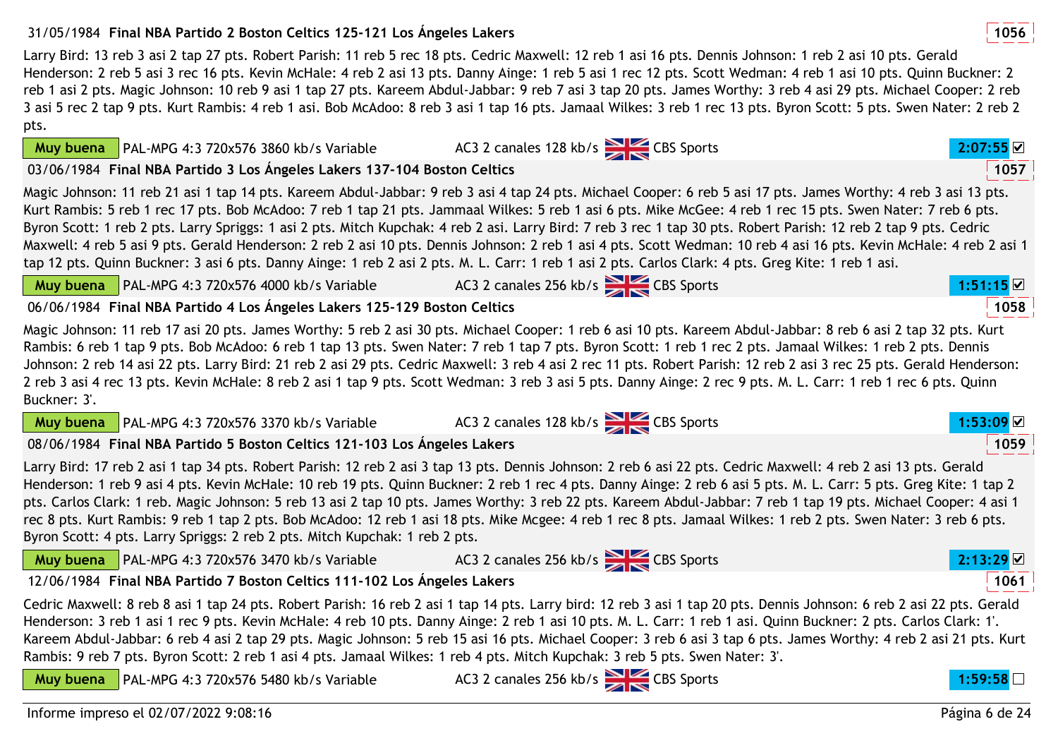31/05/1984 **Final NBA Partido 2 Boston Celtics 125-121 Los Ángeles Lakers** 1056

Larry Bird: 13 reb 3 asi 2 tap 27 pts. Robert Parish: 11 reb 5 rec 18 pts. Cedric Maxwell: 12 reb 1 asi 16 pts. Dennis Johnson: 1 reb 2 asi 10 pts. Gerald Henderson: 2 reb 5 asi 3 rec 16 pts. Kevin McHale: 4 reb 2 asi 13 pts. Danny Ainge: 1 reb 5 asi 1 rec 12 pts. Scott Wedman: 4 reb 1 asi 10 pts. Quinn Buckner: 2 reb 1 asi 2 pts. Magic Johnson: 10 reb 9 asi 1 tap 27 pts. Kareem Abdul-Jabbar: 9 reb 7 asi 3 tap 20 pts. James Worthy: 3 reb 4 asi 29 pts. Michael Cooper: 2 reb 3 asi 5 rec 2 tap 9 pts. Kurt Rambis: 4 reb 1 asi. Bob McAdoo: 8 reb 3 asi 1 tap 16 pts. Jamaal Wilkes: 3 reb 1 rec 13 pts. Byron Scott: 5 pts. Swen Nater: 2 reb 2 pts.

Muy buena | PAL-MPG 4:3 720x576 3860 kb/s Variable | AC3 2 canales 128 kb/s | CBS Sports | 2:07:55 ☑

03/06/1984 **Final NBA Partido 3 Los Ángeles Lakers 137-104 Boston Celtics** 1057

Magic Johnson: 11 reb 21 asi 1 tap 14 pts. Kareem Abdul-Jabbar: 9 reb 3 asi 4 tap 24 pts. Michael Cooper: 6 reb 5 asi 17 pts. James Worthy: 4 reb 3 asi 13 pts. Kurt Rambis: 5 reb 1 rec 17 pts. Bob McAdoo: 7 reb 1 tap 21 pts. Jammaal Wilkes: 5 reb 1 asi 6 pts. Mike McGee: 4 reb 1 rec 15 pts. Swen Nater: 7 reb 6 pts. Byron Scott: 1 reb 2 pts. Larry Spriggs: 1 asi 2 pts. Mitch Kupchak: 4 reb 2 asi. Larry Bird: 7 reb 3 rec 1 tap 30 pts. Robert Parish: 12 reb 2 tap 9 pts. Cedric Maxwell: 4 reb 5 asi 9 pts. Gerald Henderson: 2 reb 2 asi 10 pts. Dennis Johnson: 2 reb 1 asi 4 pts. Scott Wedman: 10 reb 4 asi 16 pts. Kevin McHale: 4 reb 2 asi 1 tap 12 pts. Quinn Buckner: 3 asi 6 pts. Danny Ainge: 1 reb 2 asi 2 pts. M. L. Carr: 1 reb 1 asi 2 pts. Carlos Clark: 4 pts. Greg Kite: 1 reb 1 asi.

Muy buena | PAL-MPG 4:3 720x576 4000 kb/s Variable | AC3 2 canales 256 kb/s | CBS Sports | 1:51:15 ☑

06/06/1984 **Final NBA Partido 4 Los Ángeles Lakers 125-129 Boston Celtics** 1058

Magic Johnson: 11 reb 17 asi 20 pts. James Worthy: 5 reb 2 asi 30 pts. Michael Cooper: 1 reb 6 asi 10 pts. Kareem Abdul-Jabbar: 8 reb 6 asi 2 tap 32 pts. Kurt Rambis: 6 reb 1 tap 9 pts. Bob McAdoo: 6 reb 1 tap 13 pts. Swen Nater: 7 reb 1 tap 7 pts. Byron Scott: 1 reb 1 rec 2 pts. Jamaal Wilkes: 1 reb 2 pts. Dennis Johnson: 2 reb 14 asi 22 pts. Larry Bird: 21 reb 2 asi 29 pts. Cedric Maxwell: 3 reb 4 asi 2 rec 11 pts. Robert Parish: 12 reb 2 asi 3 rec 25 pts. Gerald Henderson: 2 reb 3 asi 4 rec 13 pts. Kevin McHale: 8 reb 2 asi 1 tap 9 pts. Scott Wedman: 3 reb 3 asi 5 pts. Danny Ainge: 2 rec 9 pts. M. L. Carr: 1 reb 1 rec 6 pts. Quinn Buckner: 3'.

Muy buena | PAL-MPG 4:3 720x576 3370 kb/s Variable | AC3 2 canales 128 kb/s | CBS Sports | 1:53:09 ☑

08/06/1984 **Final NBA Partido 5 Boston Celtics 121-103 Los Ángeles Lakers** 1059

Larry Bird: 17 reb 2 asi 1 tap 34 pts. Robert Parish: 12 reb 2 asi 3 tap 13 pts. Dennis Johnson: 2 reb 6 asi 22 pts. Cedric Maxwell: 4 reb 2 asi 13 pts. Gerald Henderson: 1 reb 9 asi 4 pts. Kevin McHale: 10 reb 19 pts. Quinn Buckner: 2 reb 1 rec 4 pts. Danny Ainge: 2 reb 6 asi 5 pts. M. L. Carr: 5 pts. Greg Kite: 1 tap 2 pts. Carlos Clark: 1 reb. Magic Johnson: 5 reb 13 asi 2 tap 10 pts. James Worthy: 3 reb 22 pts. Kareem Abdul-Jabbar: 7 reb 1 tap 19 pts. Michael Cooper: 4 asi 1 rec 8 pts. Kurt Rambis: 9 reb 1 tap 2 pts. Bob McAdoo: 12 reb 1 asi 18 pts. Mike Mcgee: 4 reb 1 rec 8 pts. Jamaal Wilkes: 1 reb 2 pts. Swen Nater: 3 reb 6 pts. Byron Scott: 4 pts. Larry Spriggs: 2 reb 2 pts. Mitch Kupchak: 1 reb 2 pts.

Muy buena | PAL-MPG 4:3 720x576 3470 kb/s Variable | AC3 2 canales 256 kb/s | CBS Sports | 2:13:29 ☑

12/06/1984 **Final NBA Partido 7 Boston Celtics 111-102 Los Ángeles Lakers** 1061

Cedric Maxwell: 8 reb 8 asi 1 tap 24 pts. Robert Parish: 16 reb 2 asi 1 tap 14 pts. Larry bird: 12 reb 3 asi 1 tap 20 pts. Dennis Johnson: 6 reb 2 asi 22 pts. Gerald Henderson: 3 reb 1 asi 1 rec 9 pts. Kevin McHale: 4 reb 10 pts. Danny Ainge: 2 reb 1 asi 10 pts. M. L. Carr: 1 reb 1 asi. Quinn Buckner: 2 pts. Carlos Clark: 1'. Kareem Abdul-Jabbar: 6 reb 4 asi 2 tap 29 pts. Magic Johnson: 5 reb 15 asi 16 pts. Michael Cooper: 3 reb 6 asi 3 tap 6 pts. James Worthy: 4 reb 2 asi 21 pts. Kurt Rambis: 9 reb 7 pts. Byron Scott: 2 reb 1 asi 4 pts. Jamaal Wilkes: 1 reb 4 pts. Mitch Kupchak: 3 reb 5 pts. Swen Nater: 3'.

Muy buena | PAL-MPG 4:3 720x576 5480 kb/s Variable | AC3 2 canales 256 kb/s | CBS Sports | 1:59:58 ☐

Informe impreso el 02/07/2022 9:08:16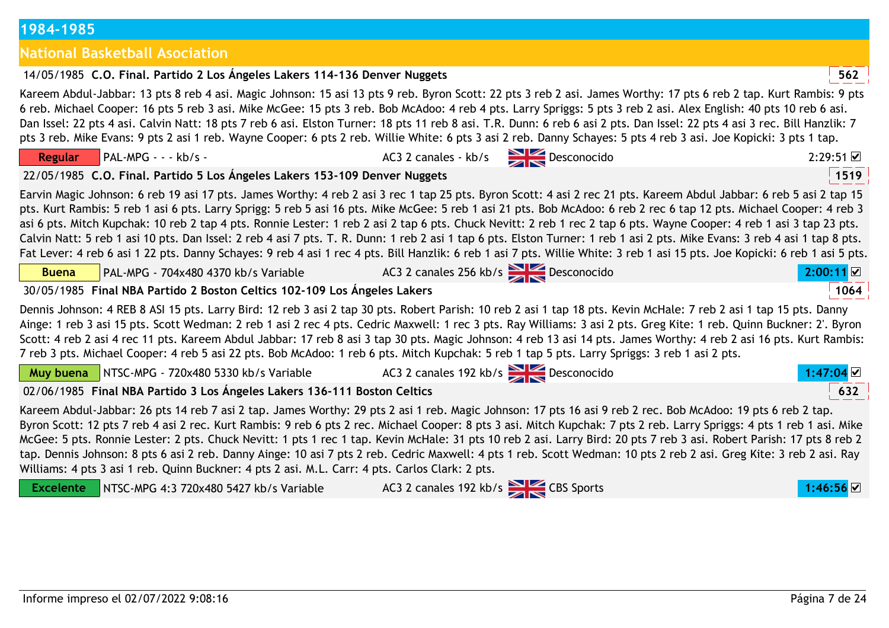## 1984-1985

### National Basketball Asociation

**14/05/1985 C.O. Final. Partido 2 Los Ángeles Lakers 114-136 Denver Nuggets** — 562

Kareem Abdul-Jabbar: 13 pts 8 reb 4 asi. Magic Johnson: 15 asi 13 pts 9 reb. Byron Scott: 22 pts 3 reb 2 asi. James Worthy: 17 pts 6 reb 2 tap. Kurt Rambis: 9 pts 6 reb. Michael Cooper: 16 pts 5 reb 3 asi. Mike McGee: 15 pts 3 reb. Bob McAdoo: 4 reb 4 pts. Larry Spriggs: 5 pts 3 reb 2 asi. Alex English: 40 pts 10 reb 6 asi. Dan Issel: 22 pts 4 asi. Calvin Natt: 18 pts 7 reb 6 asi. Elston Turner: 18 pts 11 reb 8 asi. T.R. Dunn: 6 reb 6 asi 2 pts. Dan Issel: 22 pts 4 asi 3 rec. Bill Hanzlik: 7 pts 3 reb. Mike Evans: 9 pts 2 asi 1 reb. Wayne Cooper: 6 pts 2 reb. Willie White: 6 pts 3 asi 2 reb. Danny Schayes: 5 pts 4 reb 3 asi. Joe Kopicki: 3 pts 1 tap.

Regular | PAL-MPG - - - kb/s - | AC3 2 canales - kb/s | Desconocido | 2:29:51 ☑

**22/05/1985 C.O. Final. Partido 5 Los Ángeles Lakers 153-109 Denver Nuggets** — 1519

Earvin Magic Johnson: 6 reb 19 asi 17 pts. James Worthy: 4 reb 2 asi 3 rec 1 tap 25 pts. Byron Scott: 4 asi 2 rec 21 pts. Kareem Abdul Jabbar: 6 reb 5 asi 2 tap 15 pts. Kurt Rambis: 5 reb 1 asi 6 pts. Larry Sprigg: 5 reb 5 asi 16 pts. Mike McGee: 5 reb 1 asi 21 pts. Bob McAdoo: 6 reb 2 rec 6 tap 12 pts. Michael Cooper: 4 reb 3 asi 6 pts. Mitch Kupchak: 10 reb 2 tap 4 pts. Ronnie Lester: 1 reb 2 asi 2 tap 6 pts. Chuck Nevitt: 2 reb 1 rec 2 tap 6 pts. Wayne Cooper: 4 reb 1 asi 3 tap 23 pts. Calvin Natt: 5 reb 1 asi 10 pts. Dan Issel: 2 reb 4 asi 7 pts. T. R. Dunn: 1 reb 2 asi 1 tap 6 pts. Elston Turner: 1 reb 1 asi 2 pts. Mike Evans: 3 reb 4 asi 1 tap 8 pts. Fat Lever: 4 reb 6 asi 1 22 pts. Danny Schayes: 9 reb 4 asi 1 rec 4 pts. Bill Hanzlik: 6 reb 1 asi 7 pts. Willie White: 3 reb 1 asi 15 pts. Joe Kopicki: 6 reb 1 asi 5 pts.

Buena | PAL-MPG - 704x480 4370 kb/s Variable | AC3 2 canales 256 kb/s | Desconocido | 2:00:11 ☑

**30/05/1985 Final NBA Partido 2 Boston Celtics 102-109 Los Ángeles Lakers** — 1064

Dennis Johnson: 4 REB 8 ASI 15 pts. Larry Bird: 12 reb 3 asi 2 tap 30 pts. Robert Parish: 10 reb 2 asi 1 tap 18 pts. Kevin McHale: 7 reb 2 asi 1 tap 15 pts. Danny Ainge: 1 reb 3 asi 15 pts. Scott Wedman: 2 reb 1 asi 2 rec 4 pts. Cedric Maxwell: 1 rec 3 pts. Ray Williams: 3 asi 2 pts. Greg Kite: 1 reb. Quinn Buckner: 2'. Byron Scott: 4 reb 2 asi 4 rec 11 pts. Kareem Abdul Jabbar: 17 reb 8 asi 3 tap 30 pts. Magic Johnson: 4 reb 13 asi 14 pts. James Worthy: 4 reb 2 asi 16 pts. Kurt Rambis: 7 reb 3 pts. Michael Cooper: 4 reb 5 asi 22 pts. Bob McAdoo: 1 reb 6 pts. Mitch Kupchak: 5 reb 1 tap 5 pts. Larry Spriggs: 3 reb 1 asi 2 pts.

Muy buena | NTSC-MPG - 720x480 5330 kb/s Variable | AC3 2 canales 192 kb/s | Desconocido | 1:47:04 ☑

**02/06/1985 Final NBA Partido 3 Los Ángeles Lakers 136-111 Boston Celtics** — 632

Kareem Abdul-Jabbar: 26 pts 14 reb 7 asi 2 tap. James Worthy: 29 pts 2 asi 1 reb. Magic Johnson: 17 pts 16 asi 9 reb 2 rec. Bob McAdoo: 19 pts 6 reb 2 tap. Byron Scott: 12 pts 7 reb 4 asi 2 rec. Kurt Rambis: 9 reb 6 pts 2 rec. Michael Cooper: 8 pts 3 asi. Mitch Kupchak: 7 pts 2 reb. Larry Spriggs: 4 pts 1 reb 1 asi. Mike McGee: 5 pts. Ronnie Lester: 2 pts. Chuck Nevitt: 1 pts 1 rec 1 tap. Kevin McHale: 31 pts 10 reb 2 asi. Larry Bird: 20 pts 7 reb 3 asi. Robert Parish: 17 pts 8 reb 2 tap. Dennis Johnson: 8 pts 6 asi 2 reb. Danny Ainge: 10 asi 7 pts 2 reb. Cedric Maxwell: 4 pts 1 reb. Scott Wedman: 10 pts 2 reb 2 asi. Greg Kite: 3 reb 2 asi. Ray Williams: 4 pts 3 asi 1 reb. Quinn Buckner: 4 pts 2 asi. M.L. Carr: 4 pts. Carlos Clark: 2 pts.

Excelente | NTSC-MPG 4:3 720x480 5427 kb/s Variable | AC3 2 canales 192 kb/s | CBS Sports | 1:46:56 ☑

Informe impreso el 02/07/2022 9:08:16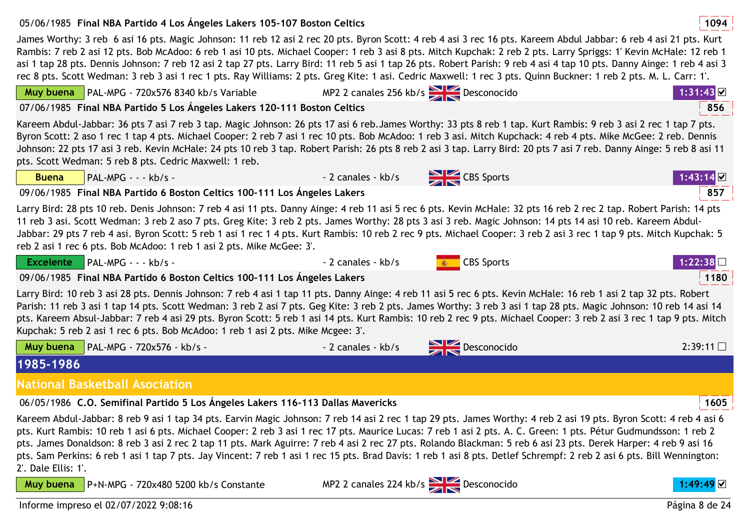05/06/1985 **Final NBA Partido 4 Los Ángeles Lakers 105-107 Boston Celtics** 1094

James Worthy: 3 reb 6 asi 16 pts. Magic Johnson: 11 reb 12 asi 2 rec 20 pts. Byron Scott: 4 reb 4 asi 3 rec 16 pts. Kareem Abdul Jabbar: 6 reb 4 asi 21 pts. Kurt Rambis: 7 reb 2 asi 12 pts. Bob McAdoo: 6 reb 1 asi 10 pts. Michael Cooper: 1 reb 3 asi 8 pts. Mitch Kupchak: 2 reb 2 pts. Larry Spriggs: 1' Kevin McHale: 12 reb 1 asi 1 tap 28 pts. Dennis Johnson: 7 reb 12 asi 2 tap 27 pts. Larry Bird: 11 reb 5 asi 1 tap 26 pts. Robert Parish: 9 reb 4 asi 4 tap 10 pts. Danny Ainge: 1 reb 4 asi 3 rec 8 pts. Scott Wedman: 3 reb 3 asi 1 rec 1 pts. Ray Williams: 2 pts. Greg Kite: 1 asi. Cedric Maxwell: 1 rec 3 pts. Quinn Buckner: 1 reb 2 pts. M. L. Carr: 1'.

Muy buena | PAL-MPG - 720x576 8340 kb/s Variable | MP2 2 canales 256 kb/s | Desconocido | 1:31:43 ☑

07/06/1985 **Final NBA Partido 5 Los Ángeles Lakers 120-111 Boston Celtics** 856

Kareem Abdul-Jabbar: 36 pts 7 asi 7 reb 3 tap. Magic Johnson: 26 pts 17 asi 6 reb.James Worthy: 33 pts 8 reb 1 tap. Kurt Rambis: 9 reb 3 asi 2 rec 1 tap 7 pts. Byron Scott: 2 aso 1 rec 1 tap 4 pts. Michael Cooper: 2 reb 7 asi 1 rec 10 pts. Bob McAdoo: 1 reb 3 asi. Mitch Kupchack: 4 reb 4 pts. Mike McGee: 2 reb. Dennis Johnson: 22 pts 17 asi 3 reb. Kevin McHale: 24 pts 10 reb 3 tap. Robert Parish: 26 pts 8 reb 2 asi 3 tap. Larry Bird: 20 pts 7 asi 7 reb. Danny Ainge: 5 reb 8 asi 11 pts. Scott Wedman: 5 reb 8 pts. Cedric Maxwell: 1 reb.

Buena | PAL-MPG - - - kb/s - | - 2 canales - kb/s | CBS Sports | 1:43:14 ☑

09/06/1985 **Final NBA Partido 6 Boston Celtics 100-111 Los Ángeles Lakers** 857

Larry Bird: 28 pts 10 reb. Denis Johnson: 7 reb 4 asi 11 pts. Danny Ainge: 4 reb 11 asi 5 rec 6 pts. Kevin McHale: 32 pts 16 reb 2 rec 2 tap. Robert Parish: 14 pts 11 reb 3 asi. Scott Wedman: 3 reb 2 aso 7 pts. Greg Kite: 3 reb 2 pts. James Worthy: 28 pts 3 asi 3 reb. Magic Johnson: 14 pts 14 asi 10 reb. Kareem Abdul-Jabbar: 29 pts 7 reb 4 asi. Byron Scott: 5 reb 1 asi 1 rec 1 4 pts. Kurt Rambis: 10 reb 2 rec 9 pts. Michael Cooper: 3 reb 2 asi 3 rec 1 tap 9 pts. Mitch Kupchak: 5 reb 2 asi 1 rec 6 pts. Bob McAdoo: 1 reb 1 asi 2 pts. Mike McGee: 3'.

Excelente | PAL-MPG - - - kb/s - | - 2 canales - kb/s | CBS Sports | 1:22:38 ☐

09/06/1985 **Final NBA Partido 6 Boston Celtics 100-111 Los Ángeles Lakers** 1180

Larry Bird: 10 reb 3 asi 28 pts. Dennis Johnson: 7 reb 4 asi 1 tap 11 pts. Danny Ainge: 4 reb 11 asi 5 rec 6 pts. Kevin McHale: 16 reb 1 asi 2 tap 32 pts. Robert Parish: 11 reb 3 asi 1 tap 14 pts. Scott Wedman: 3 reb 2 asi 7 pts. Geg Kite: 3 reb 2 pts. James Worthy: 3 reb 3 asi 1 tap 28 pts. Magic Johnson: 10 reb 14 asi 14 pts. Kareem Absul-Jabbar: 7 reb 4 asi 29 pts. Byron Scott: 5 reb 1 asi 14 pts. Kurt Rambis: 10 reb 2 rec 9 pts. Michael Cooper: 3 reb 2 asi 3 rec 1 tap 9 pts. Mitch Kupchak: 5 reb 2 asi 1 rec 6 pts. Bob McAdoo: 1 reb 1 asi 2 pts. Mike Mcgee: 3'.

Muy buena | PAL-MPG - 720x576 - kb/s - | - 2 canales - kb/s | Desconocido | 2:39:11 ☐

# 1985-1986

## National Basketball Asociation

06/05/1986 **C.O. Semifinal Partido 5 Los Ángeles Lakers 116-113 Dallas Mavericks** 1605

Kareem Abdul-Jabbar: 8 reb 9 asi 1 tap 34 pts. Earvin Magic Johnson: 7 reb 14 asi 2 rec 1 tap 29 pts. James Worthy: 4 reb 2 asi 19 pts. Byron Scott: 4 reb 4 asi 6 pts. Kurt Rambis: 10 reb 1 asi 6 pts. Michael Cooper: 2 reb 3 asi 1 rec 17 pts. Maurice Lucas: 7 reb 1 asi 2 pts. A. C. Green: 1 pts. Pétur Gudmundsson: 1 reb 2 pts. James Donaldson: 8 reb 3 asi 2 rec 2 tap 11 pts. Mark Aguirre: 7 reb 4 asi 2 rec 27 pts. Rolando Blackman: 5 reb 6 asi 23 pts. Derek Harper: 4 reb 9 asi 16 pts. Sam Perkins: 6 reb 1 asi 1 tap 7 pts. Jay Vincent: 7 reb 1 asi 1 rec 15 pts. Brad Davis: 1 reb 1 asi 8 pts. Detlef Schrempf: 2 reb 2 asi 6 pts. Bill Wennington: 2'. Dale Ellis: 1'.

Muy buena | P+N-MPG - 720x480 5200 kb/s Constante | MP2 2 canales 224 kb/s | Desconocido | 1:49:49 ☑

Informe impreso el 02/07/2022 9:08:16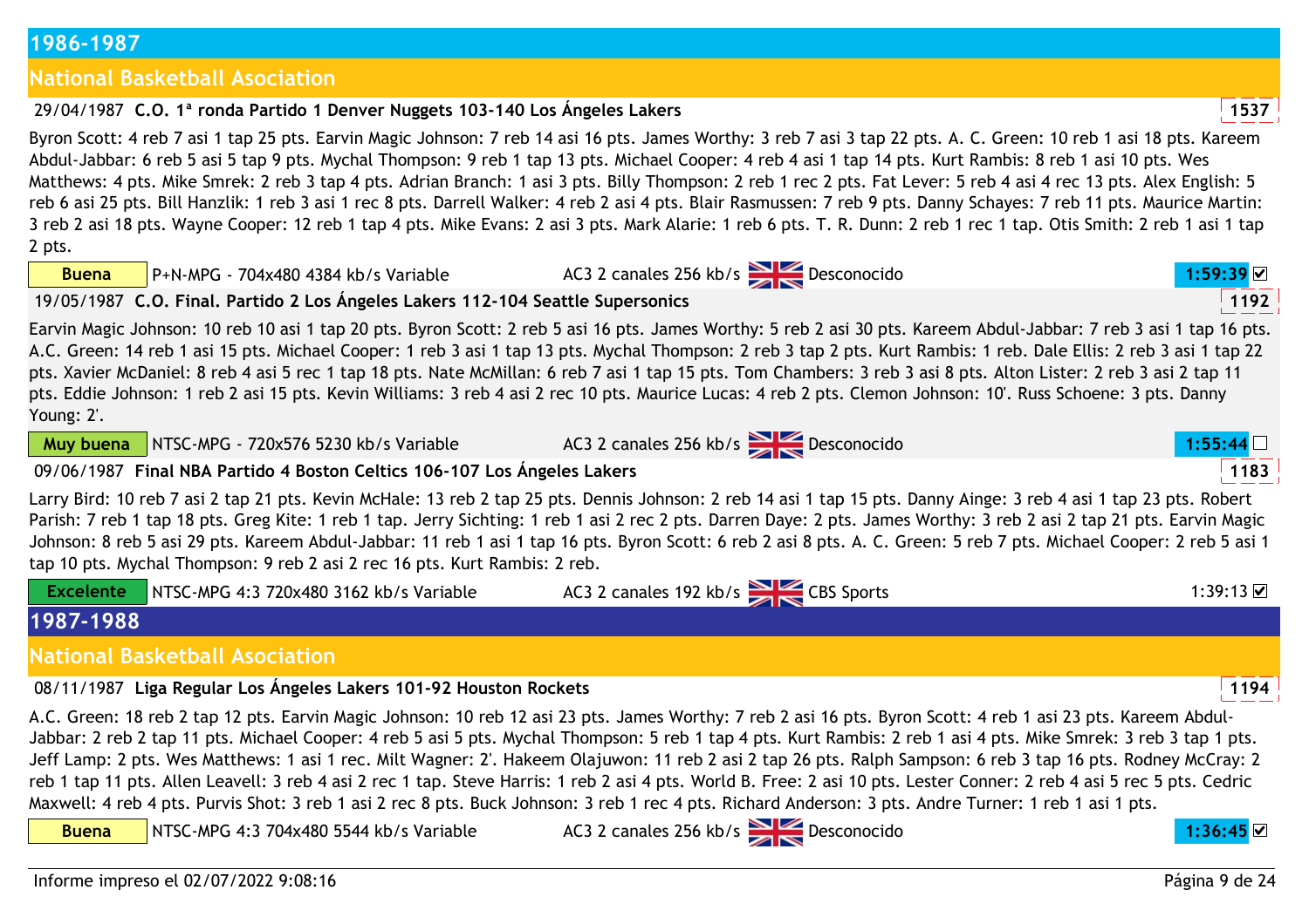# 1986-1987

## National Basketball Asociation

### 29/04/1987 C.O. 1ª ronda Partido 1 Denver Nuggets 103-140 Los Ángeles Lakers

1537

Byron Scott: 4 reb 7 asi 1 tap 25 pts. Earvin Magic Johnson: 7 reb 14 asi 16 pts. James Worthy: 3 reb 7 asi 3 tap 22 pts. A. C. Green: 10 reb 1 asi 18 pts. Kareem Abdul-Jabbar: 6 reb 5 asi 5 tap 9 pts. Mychal Thompson: 9 reb 1 tap 13 pts. Michael Cooper: 4 reb 4 asi 1 tap 14 pts. Kurt Rambis: 8 reb 1 asi 10 pts. Wes Matthews: 4 pts. Mike Smrek: 2 reb 3 tap 4 pts. Adrian Branch: 1 asi 3 pts. Billy Thompson: 2 reb 1 rec 2 pts. Fat Lever: 5 reb 4 asi 4 rec 13 pts. Alex English: 5 reb 6 asi 25 pts. Bill Hanzlik: 1 reb 3 asi 1 rec 8 pts. Darrell Walker: 4 reb 2 asi 4 pts. Blair Rasmussen: 7 reb 9 pts. Danny Schayes: 7 reb 11 pts. Maurice Martin: 3 reb 2 asi 18 pts. Wayne Cooper: 12 reb 1 tap 4 pts. Mike Evans: 2 asi 3 pts. Mark Alarie: 1 reb 6 pts. T. R. Dunn: 2 reb 1 rec 1 tap. Otis Smith: 2 reb 1 asi 1 tap 2 pts.

**Buena** | P+N-MPG - 704x480 4384 kb/s Variable | AC3 2 canales 256 kb/s | Desconocido | **1:59:39** ☑

### 19/05/1987 C.O. Final. Partido 2 Los Ángeles Lakers 112-104 Seattle Supersonics

1192

Earvin Magic Johnson: 10 reb 10 asi 1 tap 20 pts. Byron Scott: 2 reb 5 asi 16 pts. James Worthy: 5 reb 2 asi 30 pts. Kareem Abdul-Jabbar: 7 reb 3 asi 1 tap 16 pts. A.C. Green: 14 reb 1 asi 15 pts. Michael Cooper: 1 reb 3 asi 1 tap 13 pts. Mychal Thompson: 2 reb 3 tap 2 pts. Kurt Rambis: 1 reb. Dale Ellis: 2 reb 3 asi 1 tap 22 pts. Xavier McDaniel: 8 reb 4 asi 5 rec 1 tap 18 pts. Nate McMillan: 6 reb 7 asi 1 tap 15 pts. Tom Chambers: 3 reb 3 asi 8 pts. Alton Lister: 2 reb 3 asi 2 tap 11 pts. Eddie Johnson: 1 reb 2 asi 15 pts. Kevin Williams: 3 reb 4 asi 2 rec 10 pts. Maurice Lucas: 4 reb 2 pts. Clemon Johnson: 10'. Russ Schoene: 3 pts. Danny Young: 2'.

**Muy buena** | NTSC-MPG - 720x576 5230 kb/s Variable | AC3 2 canales 256 kb/s | Desconocido | **1:55:44** ☐

### 09/06/1987 Final NBA Partido 4 Boston Celtics 106-107 Los Ángeles Lakers

1183

Larry Bird: 10 reb 7 asi 2 tap 21 pts. Kevin McHale: 13 reb 2 tap 25 pts. Dennis Johnson: 2 reb 14 asi 1 tap 15 pts. Danny Ainge: 3 reb 4 asi 1 tap 23 pts. Robert Parish: 7 reb 1 tap 18 pts. Greg Kite: 1 reb 1 tap. Jerry Sichting: 1 reb 1 asi 2 rec 2 pts. Darren Daye: 2 pts. James Worthy: 3 reb 2 asi 2 tap 21 pts. Earvin Magic Johnson: 8 reb 5 asi 29 pts. Kareem Abdul-Jabbar: 11 reb 1 asi 1 tap 16 pts. Byron Scott: 6 reb 2 asi 8 pts. A. C. Green: 5 reb 7 pts. Michael Cooper: 2 reb 5 asi 1 tap 10 pts. Mychal Thompson: 9 reb 2 asi 2 rec 16 pts. Kurt Rambis: 2 reb.

**Excelente** | NTSC-MPG 4:3 720x480 3162 kb/s Variable | AC3 2 canales 192 kb/s | CBS Sports | 1:39:13 ☑

# 1987-1988

## National Basketball Asociation

### 08/11/1987 Liga Regular Los Ángeles Lakers 101-92 Houston Rockets

1194

A.C. Green: 18 reb 2 tap 12 pts. Earvin Magic Johnson: 10 reb 12 asi 23 pts. James Worthy: 7 reb 2 asi 16 pts. Byron Scott: 4 reb 1 asi 23 pts. Kareem Abdul-Jabbar: 2 reb 2 tap 11 pts. Michael Cooper: 4 reb 5 asi 5 pts. Mychal Thompson: 5 reb 1 tap 4 pts. Kurt Rambis: 2 reb 1 asi 4 pts. Mike Smrek: 3 reb 3 tap 1 pts. Jeff Lamp: 2 pts. Wes Matthews: 1 asi 1 rec. Milt Wagner: 2'. Hakeem Olajuwon: 11 reb 2 asi 2 tap 26 pts. Ralph Sampson: 6 reb 3 tap 16 pts. Rodney McCray: 2 reb 1 tap 11 pts. Allen Leavell: 3 reb 4 asi 2 rec 1 tap. Steve Harris: 1 reb 2 asi 4 pts. World B. Free: 2 asi 10 pts. Lester Conner: 2 reb 4 asi 5 rec 5 pts. Cedric Maxwell: 4 reb 4 pts. Purvis Shot: 3 reb 1 asi 2 rec 8 pts. Buck Johnson: 3 reb 1 rec 4 pts. Richard Anderson: 3 pts. Andre Turner: 1 reb 1 asi 1 pts.

**Buena** | NTSC-MPG 4:3 704x480 5544 kb/s Variable | AC3 2 canales 256 kb/s | Desconocido | **1:36:45** ☑

Informe impreso el 02/07/2022 9:08:16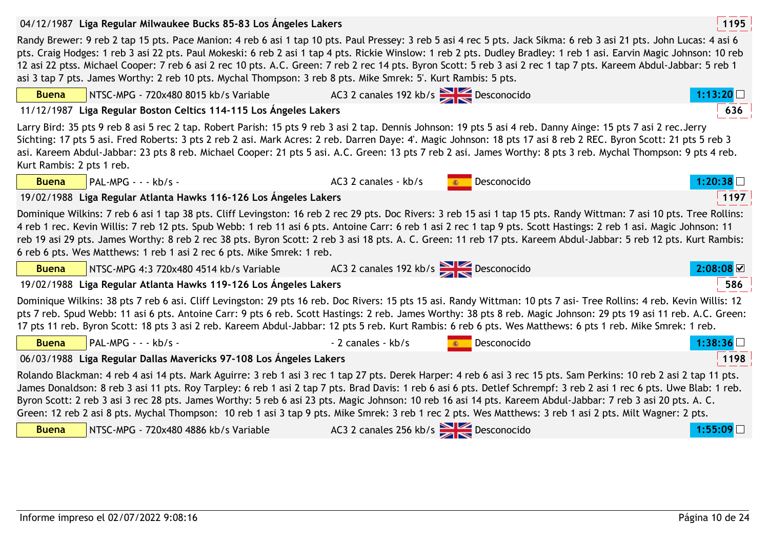04/12/1987 **Liga Regular Milwaukee Bucks 85-83 Los Ángeles Lakers** 1195

Randy Brewer: 9 reb 2 tap 15 pts. Pace Manion: 4 reb 6 asi 1 tap 10 pts. Paul Pressey: 3 reb 5 asi 4 rec 5 pts. Jack Sikma: 6 reb 3 asi 21 pts. John Lucas: 4 asi 6 pts. Craig Hodges: 1 reb 3 asi 22 pts. Paul Mokeski: 6 reb 2 asi 1 tap 4 pts. Rickie Winslow: 1 reb 2 pts. Dudley Bradley: 1 reb 1 asi. Earvin Magic Johnson: 10 reb 12 asi 22 ptss. Michael Cooper: 7 reb 6 asi 2 rec 10 pts. A.C. Green: 7 reb 2 rec 14 pts. Byron Scott: 5 reb 3 asi 2 rec 1 tap 7 pts. Kareem Abdul-Jabbar: 5 reb 1 asi 3 tap 7 pts. James Worthy: 2 reb 10 pts. Mychal Thompson: 3 reb 8 pts. Mike Smrek: 5'. Kurt Rambis: 5 pts.

| Buena | NTSC-MPG - 720x480 8015 kb/s Variable | AC3 2 canales 192 kb/s | Desconocido | 1:13:20 ☐ |
|---|---|---|---|---|

11/12/1987 **Liga Regular Boston Celtics 114-115 Los Ángeles Lakers** 636

Larry Bird: 35 pts 9 reb 8 asi 5 rec 2 tap. Robert Parish: 15 pts 9 reb 3 asi 2 tap. Dennis Johnson: 19 pts 5 asi 4 reb. Danny Ainge: 15 pts 7 asi 2 rec.Jerry Sichting: 17 pts 5 asi. Fred Roberts: 3 pts 2 reb 2 asi. Mark Acres: 2 reb. Darren Daye: 4'. Magic Johnson: 18 pts 17 asi 8 reb 2 REC. Byron Scott: 21 pts 5 reb 3 asi. Kareem Abdul-Jabbar: 23 pts 8 reb. Michael Cooper: 21 pts 5 asi. A.C. Green: 13 pts 7 reb 2 asi. James Worthy: 8 pts 3 reb. Mychal Thompson: 9 pts 4 reb. Kurt Rambis: 2 pts 1 reb.

| Buena | PAL-MPG - - - kb/s - | AC3 2 canales - kb/s | Desconocido | 1:20:38 ☐ |
|---|---|---|---|---|

19/02/1988 **Liga Regular Atlanta Hawks 116-126 Los Ángeles Lakers** 1197

Dominique Wilkins: 7 reb 6 asi 1 tap 38 pts. Cliff Levingston: 16 reb 2 rec 29 pts. Doc Rivers: 3 reb 15 asi 1 tap 15 pts. Randy Wittman: 7 asi 10 pts. Tree Rollins: 4 reb 1 rec. Kevin Willis: 7 reb 12 pts. Spub Webb: 1 reb 11 asi 6 pts. Antoine Carr: 6 reb 1 asi 2 rec 1 tap 9 pts. Scott Hastings: 2 reb 1 asi. Magic Johnson: 11 reb 19 asi 29 pts. James Worthy: 8 reb 2 rec 38 pts. Byron Scott: 2 reb 3 asi 18 pts. A. C. Green: 11 reb 17 pts. Kareem Abdul-Jabbar: 5 reb 12 pts. Kurt Rambis: 6 reb 6 pts. Wes Matthews: 1 reb 1 asi 2 rec 6 pts. Mike Smrek: 1 reb.

| Buena | NTSC-MPG 4:3 720x480 4514 kb/s Variable | AC3 2 canales 192 kb/s | Desconocido | 2:08:08 ☑ |
|---|---|---|---|---|

19/02/1988 **Liga Regular Atlanta Hawks 119-126 Los Ángeles Lakers** 586

Dominique Wilkins: 38 pts 7 reb 6 asi. Cliff Levingston: 29 pts 16 reb. Doc Rivers: 15 pts 15 asi. Randy Wittman: 10 pts 7 asi- Tree Rollins: 4 reb. Kevin Willis: 12 pts 7 reb. Spud Webb: 11 asi 6 pts. Antoine Carr: 9 pts 6 reb. Scott Hastings: 2 reb. James Worthy: 38 pts 8 reb. Magic Johnson: 29 pts 19 asi 11 reb. A.C. Green: 17 pts 11 reb. Byron Scott: 18 pts 3 asi 2 reb. Kareem Abdul-Jabbar: 12 pts 5 reb. Kurt Rambis: 6 reb 6 pts. Wes Matthews: 6 pts 1 reb. Mike Smrek: 1 reb.

| Buena | PAL-MPG - - - kb/s - | - 2 canales - kb/s | Desconocido | 1:38:36 ☐ |
|---|---|---|---|---|

06/03/1988 **Liga Regular Dallas Mavericks 97-108 Los Ángeles Lakers** 1198

Rolando Blackman: 4 reb 4 asi 14 pts. Mark Aguirre: 3 reb 1 asi 3 rec 1 tap 27 pts. Derek Harper: 4 reb 6 asi 3 rec 15 pts. Sam Perkins: 10 reb 2 asi 2 tap 11 pts. James Donaldson: 8 reb 3 asi 11 pts. Roy Tarpley: 6 reb 1 asi 2 tap 7 pts. Brad Davis: 1 reb 6 asi 6 pts. Detlef Schrempf: 3 reb 2 asi 1 rec 6 pts. Uwe Blab: 1 reb. Byron Scott: 2 reb 3 asi 3 rec 28 pts. James Worthy: 5 reb 6 asi 23 pts. Magic Johnson: 10 reb 16 asi 14 pts. Kareem Abdul-Jabbar: 7 reb 3 asi 20 pts. A. C. Green: 12 reb 2 asi 8 pts. Mychal Thompson: 10 reb 1 asi 3 tap 9 pts. Mike Smrek: 3 reb 1 rec 2 pts. Wes Matthews: 3 reb 1 asi 2 pts. Milt Wagner: 2 pts.

| Buena | NTSC-MPG - 720x480 4886 kb/s Variable | AC3 2 canales 256 kb/s | Desconocido | 1:55:09 ☐ |
|---|---|---|---|---|

Informe impreso el 02/07/2022 9:08:16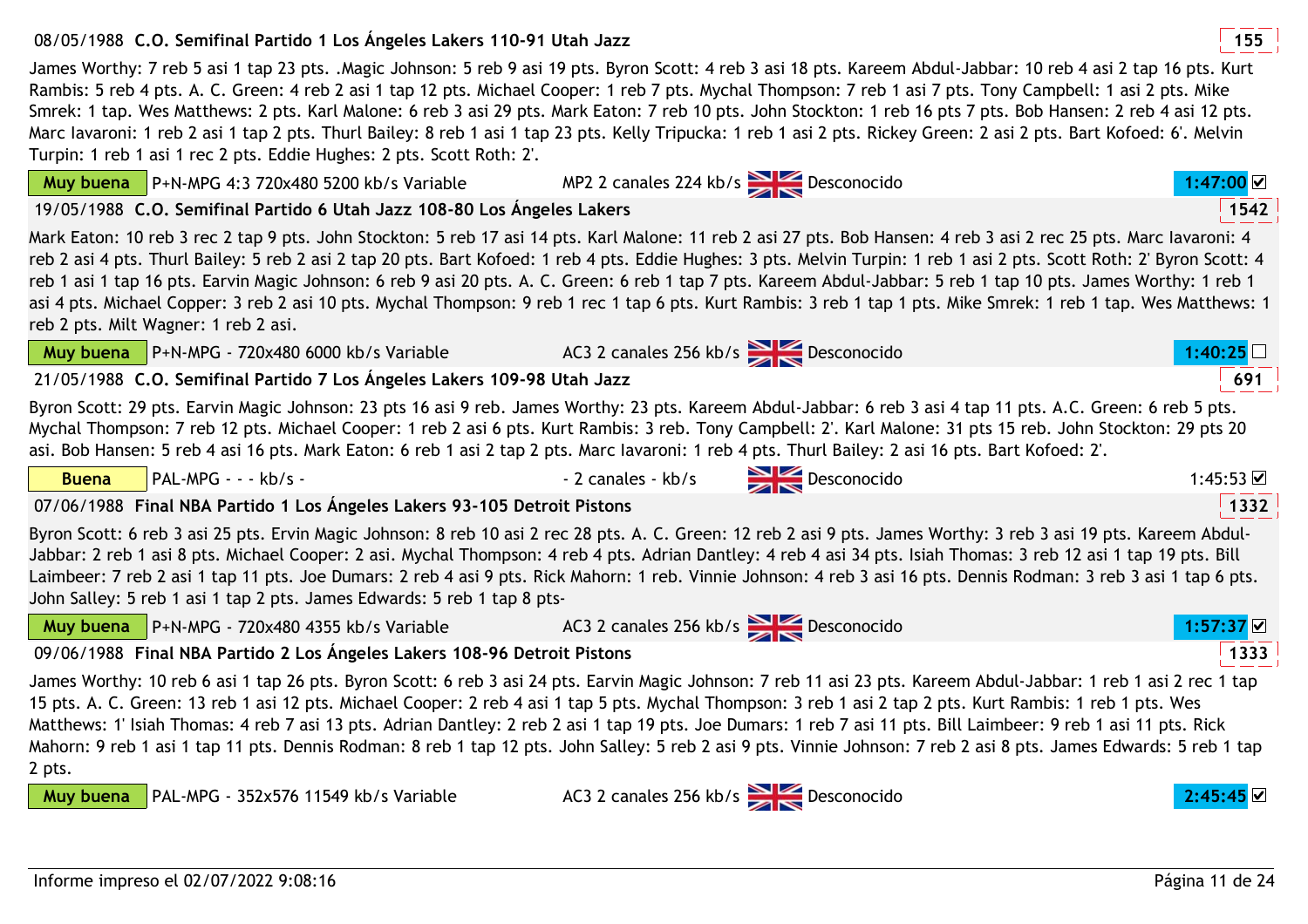**08/05/1988 C.O. Semifinal Partido 1 Los Ángeles Lakers 110-91 Utah Jazz** 155

James Worthy: 7 reb 5 asi 1 tap 23 pts. .Magic Johnson: 5 reb 9 asi 19 pts. Byron Scott: 4 reb 3 asi 18 pts. Kareem Abdul-Jabbar: 10 reb 4 asi 2 tap 16 pts. Kurt Rambis: 5 reb 4 pts. A. C. Green: 4 reb 2 asi 1 tap 12 pts. Michael Cooper: 1 reb 7 pts. Mychal Thompson: 7 reb 1 asi 7 pts. Tony Campbell: 1 asi 2 pts. Mike Smrek: 1 tap. Wes Matthews: 2 pts. Karl Malone: 6 reb 3 asi 29 pts. Mark Eaton: 7 reb 10 pts. John Stockton: 1 reb 16 pts 7 pts. Bob Hansen: 2 reb 4 asi 12 pts. Marc Iavaroni: 1 reb 2 asi 1 tap 2 pts. Thurl Bailey: 8 reb 1 asi 1 tap 23 pts. Kelly Tripucka: 1 reb 1 asi 2 pts. Rickey Green: 2 asi 2 pts. Bart Kofoed: 6'. Melvin Turpin: 1 reb 1 asi 1 rec 2 pts. Eddie Hughes: 2 pts. Scott Roth: 2'.

| Muy buena | P+N-MPG 4:3 720x480 5200 kb/s Variable | MP2 2 canales 224 kb/s | Desconocido | 1:47:00 ☑ |
|---|---|---|---|---|

**19/05/1988 C.O. Semifinal Partido 6 Utah Jazz 108-80 Los Ángeles Lakers** 1542

Mark Eaton: 10 reb 3 rec 2 tap 9 pts. John Stockton: 5 reb 17 asi 14 pts. Karl Malone: 11 reb 2 asi 27 pts. Bob Hansen: 4 reb 3 asi 2 rec 25 pts. Marc Iavaroni: 4 reb 2 asi 4 pts. Thurl Bailey: 5 reb 2 asi 2 tap 20 pts. Bart Kofoed: 1 reb 4 pts. Eddie Hughes: 3 pts. Melvin Turpin: 1 reb 1 asi 2 pts. Scott Roth: 2' Byron Scott: 4 reb 1 asi 1 tap 16 pts. Earvin Magic Johnson: 6 reb 9 asi 20 pts. A. C. Green: 6 reb 1 tap 7 pts. Kareem Abdul-Jabbar: 5 reb 1 tap 10 pts. James Worthy: 1 reb 1 asi 4 pts. Michael Copper: 3 reb 2 asi 10 pts. Mychal Thompson: 9 reb 1 rec 1 tap 6 pts. Kurt Rambis: 3 reb 1 tap 1 pts. Mike Smrek: 1 reb 1 tap. Wes Matthews: 1 reb 2 pts. Milt Wagner: 1 reb 2 asi.

| Muy buena | P+N-MPG - 720x480 6000 kb/s Variable | AC3 2 canales 256 kb/s | Desconocido | 1:40:25 ☐ |
|---|---|---|---|---|

**21/05/1988 C.O. Semifinal Partido 7 Los Ángeles Lakers 109-98 Utah Jazz** 691

Byron Scott: 29 pts. Earvin Magic Johnson: 23 pts 16 asi 9 reb. James Worthy: 23 pts. Kareem Abdul-Jabbar: 6 reb 3 asi 4 tap 11 pts. A.C. Green: 6 reb 5 pts. Mychal Thompson: 7 reb 12 pts. Michael Cooper: 1 reb 2 asi 6 pts. Kurt Rambis: 3 reb. Tony Campbell: 2'. Karl Malone: 31 pts 15 reb. John Stockton: 29 pts 20 asi. Bob Hansen: 5 reb 4 asi 16 pts. Mark Eaton: 6 reb 1 asi 2 tap 2 pts. Marc Iavaroni: 1 reb 4 pts. Thurl Bailey: 2 asi 16 pts. Bart Kofoed: 2'.

| Buena | PAL-MPG - - - kb/s - | - 2 canales - kb/s | Desconocido | 1:45:53 ☑ |
|---|---|---|---|---|

**07/06/1988 Final NBA Partido 1 Los Ángeles Lakers 93-105 Detroit Pistons** 1332

Byron Scott: 6 reb 3 asi 25 pts. Ervin Magic Johnson: 8 reb 10 asi 2 rec 28 pts. A. C. Green: 12 reb 2 asi 9 pts. James Worthy: 3 reb 3 asi 19 pts. Kareem Abdul-Jabbar: 2 reb 1 asi 8 pts. Michael Cooper: 2 asi. Mychal Thompson: 4 reb 4 pts. Adrian Dantley: 4 reb 4 asi 34 pts. Isiah Thomas: 3 reb 12 asi 1 tap 19 pts. Bill Laimbeer: 7 reb 2 asi 1 tap 11 pts. Joe Dumars: 2 reb 4 asi 9 pts. Rick Mahorn: 1 reb. Vinnie Johnson: 4 reb 3 asi 16 pts. Dennis Rodman: 3 reb 3 asi 1 tap 6 pts. John Salley: 5 reb 1 asi 1 tap 2 pts. James Edwards: 5 reb 1 tap 8 pts-

| Muy buena | P+N-MPG - 720x480 4355 kb/s Variable | AC3 2 canales 256 kb/s | Desconocido | 1:57:37 ☑ |
|---|---|---|---|---|

**09/06/1988 Final NBA Partido 2 Los Ángeles Lakers 108-96 Detroit Pistons** 1333

James Worthy: 10 reb 6 asi 1 tap 26 pts. Byron Scott: 6 reb 3 asi 24 pts. Earvin Magic Johnson: 7 reb 11 asi 23 pts. Kareem Abdul-Jabbar: 1 reb 1 asi 2 rec 1 tap 15 pts. A. C. Green: 13 reb 1 asi 12 pts. Michael Cooper: 2 reb 4 asi 1 tap 5 pts. Mychal Thompson: 3 reb 1 asi 2 tap 2 pts. Kurt Rambis: 1 reb 1 pts. Wes Matthews: 1' Isiah Thomas: 4 reb 7 asi 13 pts. Adrian Dantley: 2 reb 2 asi 1 tap 19 pts. Joe Dumars: 1 reb 7 asi 11 pts. Bill Laimbeer: 9 reb 1 asi 11 pts. Rick Mahorn: 9 reb 1 asi 1 tap 11 pts. Dennis Rodman: 8 reb 1 tap 12 pts. John Salley: 5 reb 2 asi 9 pts. Vinnie Johnson: 7 reb 2 asi 8 pts. James Edwards: 5 reb 1 tap 2 pts.

| Muy buena | PAL-MPG - 352x576 11549 kb/s Variable | AC3 2 canales 256 kb/s | Desconocido | 2:45:45 ☑ |
|---|---|---|---|---|

Informe impreso el 02/07/2022 9:08:16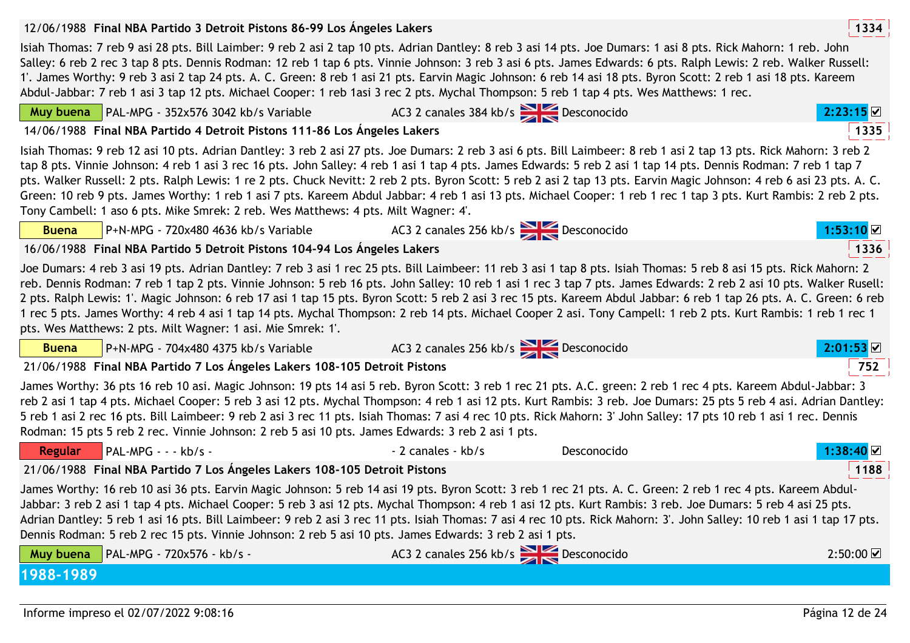**12/06/1988 Final NBA Partido 3 Detroit Pistons 86-99 Los Ángeles Lakers** — 1334

Isiah Thomas: 7 reb 9 asi 28 pts. Bill Laimber: 9 reb 2 asi 2 tap 10 pts. Adrian Dantley: 8 reb 3 asi 14 pts. Joe Dumars: 1 asi 8 pts. Rick Mahorn: 1 reb. John Salley: 6 reb 2 rec 3 tap 8 pts. Dennis Rodman: 12 reb 1 tap 6 pts. Vinnie Johnson: 3 reb 3 asi 6 pts. James Edwards: 6 pts. Ralph Lewis: 2 reb. Walker Russell: 1'. James Worthy: 9 reb 3 asi 2 tap 24 pts. A. C. Green: 8 reb 1 asi 21 pts. Earvin Magic Johnson: 6 reb 14 asi 18 pts. Byron Scott: 2 reb 1 asi 18 pts. Kareem Abdul-Jabbar: 7 reb 1 asi 3 tap 12 pts. Michael Cooper: 1 reb 1asi 3 rec 2 pts. Mychal Thompson: 5 reb 1 tap 4 pts. Wes Matthews: 1 rec.

**Muy buena** | PAL-MPG - 352x576 3042 kb/s Variable | AC3 2 canales 384 kb/s | Desconocido | 2:23:15 ☑

**14/06/1988 Final NBA Partido 4 Detroit Pistons 111-86 Los Ángeles Lakers** — 1335

Isiah Thomas: 9 reb 12 asi 10 pts. Adrian Dantley: 3 reb 2 asi 27 pts. Joe Dumars: 2 reb 3 asi 6 pts. Bill Laimbeer: 8 reb 1 asi 2 tap 13 pts. Rick Mahorn: 3 reb 2 tap 8 pts. Vinnie Johnson: 4 reb 1 asi 3 rec 16 pts. John Salley: 4 reb 1 asi 1 tap 4 pts. James Edwards: 5 reb 2 asi 1 tap 14 pts. Dennis Rodman: 7 reb 1 tap 7 pts. Walker Russell: 2 pts. Ralph Lewis: 1 re 2 pts. Chuck Nevitt: 2 reb 2 pts. Byron Scott: 5 reb 2 asi 2 tap 13 pts. Earvin Magic Johnson: 4 reb 6 asi 23 pts. A. C. Green: 10 reb 9 pts. James Worthy: 1 reb 1 asi 7 pts. Kareem Abdul Jabbar: 4 reb 1 asi 13 pts. Michael Cooper: 1 reb 1 rec 1 tap 3 pts. Kurt Rambis: 2 reb 2 pts. Tony Cambell: 1 aso 6 pts. Mike Smrek: 2 reb. Wes Matthews: 4 pts. Milt Wagner: 4'.

**Buena** | P+N-MPG - 720x480 4636 kb/s Variable | AC3 2 canales 256 kb/s | Desconocido | 1:53:10 ☑

**16/06/1988 Final NBA Partido 5 Detroit Pistons 104-94 Los Ángeles Lakers** — 1336

Joe Dumars: 4 reb 3 asi 19 pts. Adrian Dantley: 7 reb 3 asi 1 rec 25 pts. Bill Laimbeer: 11 reb 3 asi 1 tap 8 pts. Isiah Thomas: 5 reb 8 asi 15 pts. Rick Mahorn: 2 reb. Dennis Rodman: 7 reb 1 tap 2 pts. Vinnie Johnson: 5 reb 16 pts. John Salley: 10 reb 1 asi 1 rec 3 tap 7 pts. James Edwards: 2 reb 2 asi 10 pts. Walker Rusell: 2 pts. Ralph Lewis: 1'. Magic Johnson: 6 reb 17 asi 1 tap 15 pts. Byron Scott: 5 reb 2 asi 3 rec 15 pts. Kareem Abdul Jabbar: 6 reb 1 tap 26 pts. A. C. Green: 6 reb 1 rec 5 pts. James Worthy: 4 reb 4 asi 1 tap 14 pts. Mychal Thompson: 2 reb 14 pts. Michael Cooper 2 asi. Tony Campell: 1 reb 2 pts. Kurt Rambis: 1 reb 1 rec 1 pts. Wes Matthews: 2 pts. Milt Wagner: 1 asi. Mie Smrek: 1'.

**Buena** | P+N-MPG - 704x480 4375 kb/s Variable | AC3 2 canales 256 kb/s | Desconocido | 2:01:53 ☑

**21/06/1988 Final NBA Partido 7 Los Ángeles Lakers 108-105 Detroit Pistons** — 752

James Worthy: 36 pts 16 reb 10 asi. Magic Johnson: 19 pts 14 asi 5 reb. Byron Scott: 3 reb 1 rec 21 pts. A.C. green: 2 reb 1 rec 4 pts. Kareem Abdul-Jabbar: 3 reb 2 asi 1 tap 4 pts. Michael Cooper: 5 reb 3 asi 12 pts. Mychal Thompson: 4 reb 1 asi 12 pts. Kurt Rambis: 3 reb. Joe Dumars: 25 pts 5 reb 4 asi. Adrian Dantley: 5 reb 1 asi 2 rec 16 pts. Bill Laimbeer: 9 reb 2 asi 3 rec 11 pts. Isiah Thomas: 7 asi 4 rec 10 pts. Rick Mahorn: 3' John Salley: 17 pts 10 reb 1 asi 1 rec. Dennis Rodman: 15 pts 5 reb 2 rec. Vinnie Johnson: 2 reb 5 asi 10 pts. James Edwards: 3 reb 2 asi 1 pts.

**Regular** | PAL-MPG - - - kb/s - | - 2 canales - kb/s | Desconocido | 1:38:40 ☑

**21/06/1988 Final NBA Partido 7 Los Ángeles Lakers 108-105 Detroit Pistons** — 1188

James Worthy: 16 reb 10 asi 36 pts. Earvin Magic Johnson: 5 reb 14 asi 19 pts. Byron Scott: 3 reb 1 rec 21 pts. A. C. Green: 2 reb 1 rec 4 pts. Kareem Abdul-Jabbar: 3 reb 2 asi 1 tap 4 pts. Michael Cooper: 5 reb 3 asi 12 pts. Mychal Thompson: 4 reb 1 asi 12 pts. Kurt Rambis: 3 reb. Joe Dumars: 5 reb 4 asi 25 pts. Adrian Dantley: 5 reb 1 asi 16 pts. Bill Laimbeer: 9 reb 2 asi 3 rec 11 pts. Isiah Thomas: 7 asi 4 rec 10 pts. Rick Mahorn: 3'. John Salley: 10 reb 1 asi 1 tap 17 pts. Dennis Rodman: 5 reb 2 rec 15 pts. Vinnie Johnson: 2 reb 5 asi 10 pts. James Edwards: 3 reb 2 asi 1 pts.

**Muy buena** | PAL-MPG - 720x576 - kb/s - | AC3 2 canales 256 kb/s | Desconocido | 2:50:00 ☑

## 1988-1989

Informe impreso el 02/07/2022 9:08:16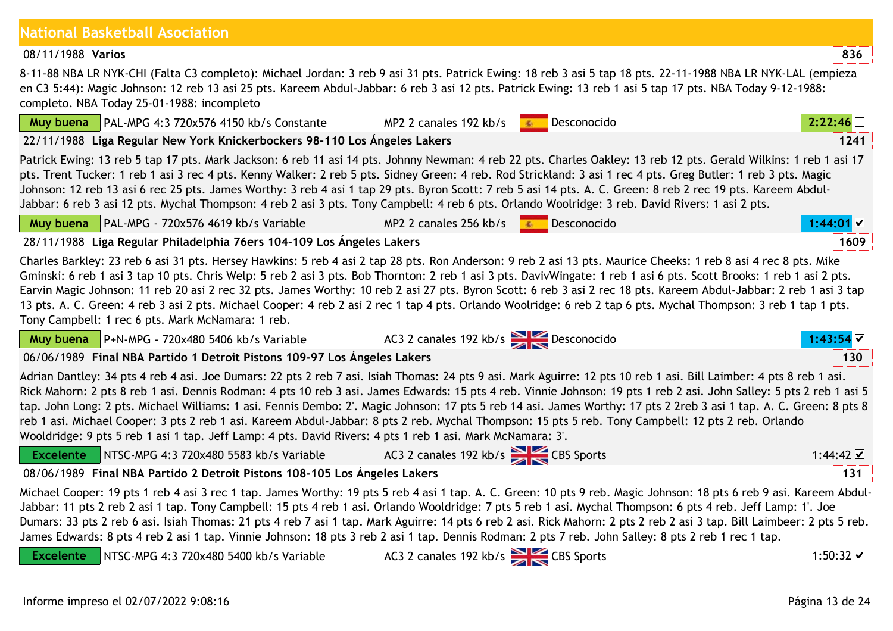## National Basketball Asociation

**08/11/1988 Varios** — 836

8-11-88 NBA LR NYK-CHI (Falta C3 completo): Michael Jordan: 3 reb 9 asi 31 pts. Patrick Ewing: 18 reb 3 asi 5 tap 18 pts. 22-11-1988 NBA LR NYK-LAL (empieza en C3 5:44): Magic Johnson: 12 reb 13 asi 25 pts. Kareem Abdul-Jabbar: 6 reb 3 asi 12 pts. Patrick Ewing: 13 reb 1 asi 5 tap 17 pts. NBA Today 9-12-1988: completo. NBA Today 25-01-1988: incompleto

Muy buena | PAL-MPG 4:3 720x576 4150 kb/s Constante | MP2 2 canales 192 kb/s | Desconocido | 2:22:46 ☐

**22/11/1988 Liga Regular New York Knickerbockers 98-110 Los Ángeles Lakers** — 1241

Patrick Ewing: 13 reb 5 tap 17 pts. Mark Jackson: 6 reb 11 asi 14 pts. Johnny Newman: 4 reb 22 pts. Charles Oakley: 13 reb 12 pts. Gerald Wilkins: 1 reb 1 asi 17 pts. Trent Tucker: 1 reb 1 asi 3 rec 4 pts. Kenny Walker: 2 reb 5 pts. Sidney Green: 4 reb. Rod Strickland: 3 asi 1 rec 4 pts. Greg Butler: 1 reb 3 pts. Magic Johnson: 12 reb 13 asi 6 rec 25 pts. James Worthy: 3 reb 4 asi 1 tap 29 pts. Byron Scott: 7 reb 5 asi 14 pts. A. C. Green: 8 reb 2 rec 19 pts. Kareem Abdul-Jabbar: 6 reb 3 asi 12 pts. Mychal Thompson: 4 reb 2 asi 3 pts. Tony Campbell: 4 reb 6 pts. Orlando Woolridge: 3 reb. David Rivers: 1 asi 2 pts.

Muy buena | PAL-MPG - 720x576 4619 kb/s Variable | MP2 2 canales 256 kb/s | Desconocido | 1:44:01 ☑

**28/11/1988 Liga Regular Philadelphia 76ers 104-109 Los Ángeles Lakers** — 1609

Charles Barkley: 23 reb 6 asi 31 pts. Hersey Hawkins: 5 reb 4 asi 2 tap 28 pts. Ron Anderson: 9 reb 2 asi 13 pts. Maurice Cheeks: 1 reb 8 asi 4 rec 8 pts. Mike Gminski: 6 reb 1 asi 3 tap 10 pts. Chris Welp: 5 reb 2 asi 3 pts. Bob Thornton: 2 reb 1 asi 3 pts. DavivWingate: 1 reb 1 asi 6 pts. Scott Brooks: 1 reb 1 asi 2 pts. Earvin Magic Johnson: 11 reb 20 asi 2 rec 32 pts. James Worthy: 10 reb 2 asi 27 pts. Byron Scott: 6 reb 3 asi 2 rec 18 pts. Kareem Abdul-Jabbar: 2 reb 1 asi 3 tap 13 pts. A. C. Green: 4 reb 3 asi 2 pts. Michael Cooper: 4 reb 2 asi 2 rec 1 tap 4 pts. Orlando Woolridge: 6 reb 2 tap 6 pts. Mychal Thompson: 3 reb 1 tap 1 pts. Tony Campbell: 1 rec 6 pts. Mark McNamara: 1 reb.

Muy buena | P+N-MPG - 720x480 5406 kb/s Variable | AC3 2 canales 192 kb/s | Desconocido | 1:43:54 ☑

**06/06/1989 Final NBA Partido 1 Detroit Pistons 109-97 Los Ángeles Lakers** — 130

Adrian Dantley: 34 pts 4 reb 4 asi. Joe Dumars: 22 pts 2 reb 7 asi. Isiah Thomas: 24 pts 9 asi. Mark Aguirre: 12 pts 10 reb 1 asi. Bill Laimber: 4 pts 8 reb 1 asi. Rick Mahorn: 2 pts 8 reb 1 asi. Dennis Rodman: 4 pts 10 reb 3 asi. James Edwards: 15 pts 4 reb. Vinnie Johnson: 19 pts 1 reb 2 asi. John Salley: 5 pts 2 reb 1 asi 5 tap. John Long: 2 pts. Michael Williams: 1 asi. Fennis Dembo: 2'. Magic Johnson: 17 pts 5 reb 14 asi. James Worthy: 17 pts 2 2reb 3 asi 1 tap. A. C. Green: 8 pts 8 reb 1 asi. Michael Cooper: 3 pts 2 reb 1 asi. Kareem Abdul-Jabbar: 8 pts 2 reb. Mychal Thompson: 15 pts 5 reb. Tony Campbell: 12 pts 2 reb. Orlando Wooldridge: 9 pts 5 reb 1 asi 1 tap. Jeff Lamp: 4 pts. David Rivers: 4 pts 1 reb 1 asi. Mark McNamara: 3'.

Excelente | NTSC-MPG 4:3 720x480 5583 kb/s Variable | AC3 2 canales 192 kb/s | CBS Sports | 1:44:42 ☑

**08/06/1989 Final NBA Partido 2 Detroit Pistons 108-105 Los Ángeles Lakers** — 131

Michael Cooper: 19 pts 1 reb 4 asi 3 rec 1 tap. James Worthy: 19 pts 5 reb 4 asi 1 tap. A. C. Green: 10 pts 9 reb. Magic Johnson: 18 pts 6 reb 9 asi. Kareem Abdul-Jabbar: 11 pts 2 reb 2 asi 1 tap. Tony Campbell: 15 pts 4 reb 1 asi. Orlando Wooldridge: 7 pts 5 reb 1 asi. Mychal Thompson: 6 pts 4 reb. Jeff Lamp: 1'. Joe Dumars: 33 pts 2 reb 6 asi. Isiah Thomas: 21 pts 4 reb 7 asi 1 tap. Mark Aguirre: 14 pts 6 reb 2 asi. Rick Mahorn: 2 pts 2 reb 2 asi 3 tap. Bill Laimbeer: 2 pts 5 reb. James Edwards: 8 pts 4 reb 2 asi 1 tap. Vinnie Johnson: 18 pts 3 reb 2 asi 1 tap. Dennis Rodman: 2 pts 7 reb. John Salley: 8 pts 2 reb 1 rec 1 tap.

Excelente | NTSC-MPG 4:3 720x480 5400 kb/s Variable | AC3 2 canales 192 kb/s | CBS Sports | 1:50:32 ☑

Informe impreso el 02/07/2022 9:08:16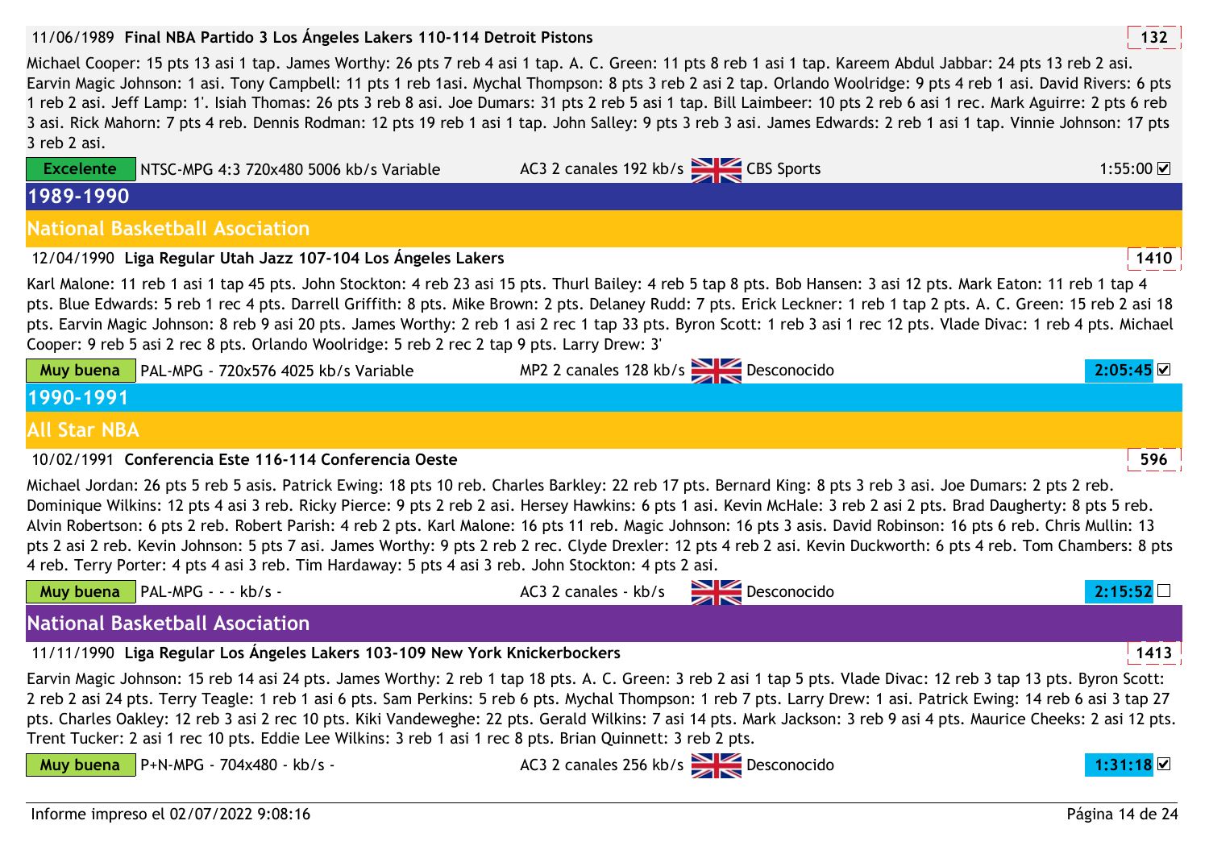11/06/1989 **Final NBA Partido 3 Los Ángeles Lakers 110-114 Detroit Pistons** **132**

Michael Cooper: 15 pts 13 asi 1 tap. James Worthy: 26 pts 7 reb 4 asi 1 tap. A. C. Green: 11 pts 8 reb 1 asi 1 tap. Kareem Abdul Jabbar: 24 pts 13 reb 2 asi. Earvin Magic Johnson: 1 asi. Tony Campbell: 11 pts 1 reb 1asi. Mychal Thompson: 8 pts 3 reb 2 asi 2 tap. Orlando Woolridge: 9 pts 4 reb 1 asi. David Rivers: 6 pts 1 reb 2 asi. Jeff Lamp: 1'. Isiah Thomas: 26 pts 3 reb 8 asi. Joe Dumars: 31 pts 2 reb 5 asi 1 tap. Bill Laimbeer: 10 pts 2 reb 6 asi 1 rec. Mark Aguirre: 2 pts 6 reb 3 asi. Rick Mahorn: 7 pts 4 reb. Dennis Rodman: 12 pts 19 reb 1 asi 1 tap. John Salley: 9 pts 3 reb 3 asi. James Edwards: 2 reb 1 asi 1 tap. Vinnie Johnson: 17 pts 3 reb 2 asi.

**Excelente** NTSC-MPG 4:3 720x480 5006 kb/s Variable | AC3 2 canales 192 kb/s | CBS Sports | 1:55:00 ☑

# 1989-1990

## National Basketball Asociation

12/04/1990 **Liga Regular Utah Jazz 107-104 Los Ángeles Lakers** **1410**

Karl Malone: 11 reb 1 asi 1 tap 45 pts. John Stockton: 4 reb 23 asi 15 pts. Thurl Bailey: 4 reb 5 tap 8 pts. Bob Hansen: 3 asi 12 pts. Mark Eaton: 11 reb 1 tap 4 pts. Blue Edwards: 5 reb 1 rec 4 pts. Darrell Griffith: 8 pts. Mike Brown: 2 pts. Delaney Rudd: 7 pts. Erick Leckner: 1 reb 1 tap 2 pts. A. C. Green: 15 reb 2 asi 18 pts. Earvin Magic Johnson: 8 reb 9 asi 20 pts. James Worthy: 2 reb 1 asi 2 rec 1 tap 33 pts. Byron Scott: 1 reb 3 asi 1 rec 12 pts. Vlade Divac: 1 reb 4 pts. Michael Cooper: 9 reb 5 asi 2 rec 8 pts. Orlando Woolridge: 5 reb 2 rec 2 tap 9 pts. Larry Drew: 3'

**Muy buena** PAL-MPG - 720x576 4025 kb/s Variable | MP2 2 canales 128 kb/s | Desconocido | 2:05:45 ☑

# 1990-1991

## All Star NBA

10/02/1991 **Conferencia Este 116-114 Conferencia Oeste** **596**

Michael Jordan: 26 pts 5 reb 5 asis. Patrick Ewing: 18 pts 10 reb. Charles Barkley: 22 reb 17 pts. Bernard King: 8 pts 3 reb 3 asi. Joe Dumars: 2 pts 2 reb. Dominique Wilkins: 12 pts 4 asi 3 reb. Ricky Pierce: 9 pts 2 reb 2 asi. Hersey Hawkins: 6 pts 1 asi. Kevin McHale: 3 reb 2 asi 2 pts. Brad Daugherty: 8 pts 5 reb. Alvin Robertson: 6 pts 2 reb. Robert Parish: 4 reb 2 pts. Karl Malone: 16 pts 11 reb. Magic Johnson: 16 pts 3 asis. David Robinson: 16 pts 6 reb. Chris Mullin: 13 pts 2 asi 2 reb. Kevin Johnson: 5 pts 7 asi. James Worthy: 9 pts 2 reb 2 rec. Clyde Drexler: 12 pts 4 reb 2 asi. Kevin Duckworth: 6 pts 4 reb. Tom Chambers: 8 pts 4 reb. Terry Porter: 4 pts 4 asi 3 reb. Tim Hardaway: 5 pts 4 asi 3 reb. John Stockton: 4 pts 2 asi.

**Muy buena** PAL-MPG - - - kb/s - | AC3 2 canales - kb/s | Desconocido | 2:15:52 ☐

## National Basketball Asociation

11/11/1990 **Liga Regular Los Ángeles Lakers 103-109 New York Knickerbockers** **1413**

Earvin Magic Johnson: 15 reb 14 asi 24 pts. James Worthy: 2 reb 1 tap 18 pts. A. C. Green: 3 reb 2 asi 1 tap 5 pts. Vlade Divac: 12 reb 3 tap 13 pts. Byron Scott: 2 reb 2 asi 24 pts. Terry Teagle: 1 reb 1 asi 6 pts. Sam Perkins: 5 reb 6 pts. Mychal Thompson: 1 reb 7 pts. Larry Drew: 1 asi. Patrick Ewing: 14 reb 6 asi 3 tap 27 pts. Charles Oakley: 12 reb 3 asi 2 rec 10 pts. Kiki Vandeweghe: 22 pts. Gerald Wilkins: 7 asi 14 pts. Mark Jackson: 3 reb 9 asi 4 pts. Maurice Cheeks: 2 asi 12 pts. Trent Tucker: 2 asi 1 rec 10 pts. Eddie Lee Wilkins: 3 reb 1 asi 1 rec 8 pts. Brian Quinnett: 3 reb 2 pts.

**Muy buena** P+N-MPG - 704x480 - kb/s - | AC3 2 canales 256 kb/s | Desconocido | 1:31:18 ☑

Informe impreso el 02/07/2022 9:08:16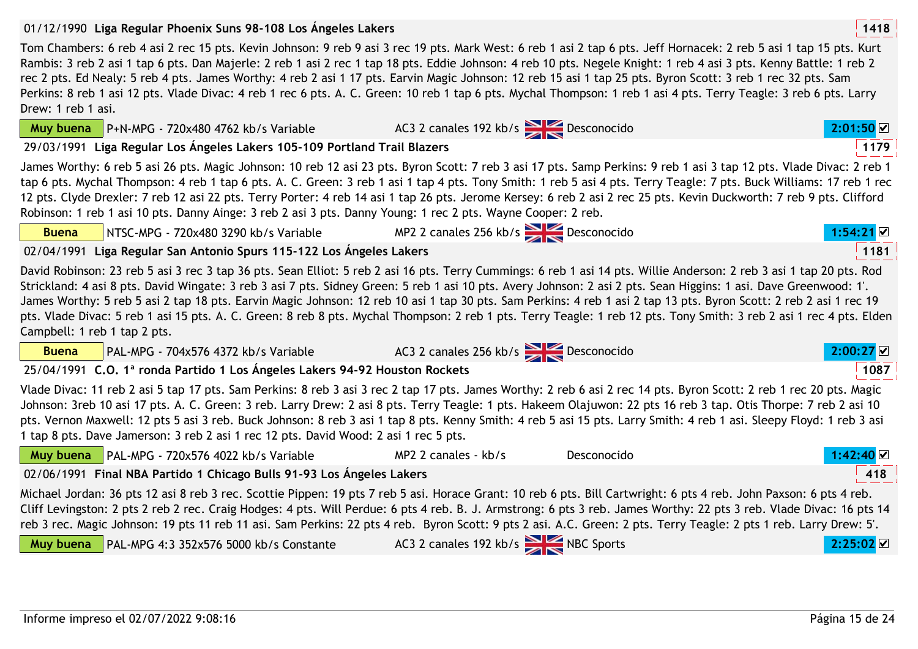**01/12/1990 Liga Regular Phoenix Suns 98-108 Los Ángeles Lakers** 1418

Tom Chambers: 6 reb 4 asi 2 rec 15 pts. Kevin Johnson: 9 reb 9 asi 3 rec 19 pts. Mark West: 6 reb 1 asi 2 tap 6 pts. Jeff Hornacek: 2 reb 5 asi 1 tap 15 pts. Kurt Rambis: 3 reb 2 asi 1 tap 6 pts. Dan Majerle: 2 reb 1 asi 2 rec 1 tap 18 pts. Eddie Johnson: 4 reb 10 pts. Negele Knight: 1 reb 4 asi 3 pts. Kenny Battle: 1 reb 2 rec 2 pts. Ed Nealy: 5 reb 4 pts. James Worthy: 4 reb 2 asi 1 17 pts. Earvin Magic Johnson: 12 reb 15 asi 1 tap 25 pts. Byron Scott: 3 reb 1 rec 32 pts. Sam Perkins: 8 reb 1 asi 12 pts. Vlade Divac: 4 reb 1 rec 6 pts. A. C. Green: 10 reb 1 tap 6 pts. Mychal Thompson: 1 reb 1 asi 4 pts. Terry Teagle: 3 reb 6 pts. Larry Drew: 1 reb 1 asi.

| Muy buena | P+N-MPG - 720x480 4762 kb/s Variable | AC3 2 canales 192 kb/s | Desconocido | 2:01:50 ☑ |
|---|---|---|---|---|

**29/03/1991 Liga Regular Los Ángeles Lakers 105-109 Portland Trail Blazers** 1179

James Worthy: 6 reb 5 asi 26 pts. Magic Johnson: 10 reb 12 asi 23 pts. Byron Scott: 7 reb 3 asi 17 pts. Samp Perkins: 9 reb 1 asi 3 tap 12 pts. Vlade Divac: 2 reb 1 tap 6 pts. Mychal Thompson: 4 reb 1 tap 6 pts. A. C. Green: 3 reb 1 asi 1 tap 4 pts. Tony Smith: 1 reb 5 asi 4 pts. Terry Teagle: 7 pts. Buck Williams: 17 reb 1 rec 12 pts. Clyde Drexler: 7 reb 12 asi 22 pts. Terry Porter: 4 reb 14 asi 1 tap 26 pts. Jerome Kersey: 6 reb 2 asi 2 rec 25 pts. Kevin Duckworth: 7 reb 9 pts. Clifford Robinson: 1 reb 1 asi 10 pts. Danny Ainge: 3 reb 2 asi 3 pts. Danny Young: 1 rec 2 pts. Wayne Cooper: 2 reb.

| Buena | NTSC-MPG - 720x480 3290 kb/s Variable | MP2 2 canales 256 kb/s | Desconocido | 1:54:21 ☑ |
|---|---|---|---|---|

**02/04/1991 Liga Regular San Antonio Spurs 115-122 Los Ángeles Lakers** 1181

David Robinson: 23 reb 5 asi 3 rec 3 tap 36 pts. Sean Elliot: 5 reb 2 asi 16 pts. Terry Cummings: 6 reb 1 asi 14 pts. Willie Anderson: 2 reb 3 asi 1 tap 20 pts. Rod Strickland: 4 asi 8 pts. David Wingate: 3 reb 3 asi 7 pts. Sidney Green: 5 reb 1 asi 10 pts. Avery Johnson: 2 asi 2 pts. Sean Higgins: 1 asi. Dave Greenwood: 1'. James Worthy: 5 reb 5 asi 2 tap 18 pts. Earvin Magic Johnson: 12 reb 10 asi 1 tap 30 pts. Sam Perkins: 4 reb 1 asi 2 tap 13 pts. Byron Scott: 2 reb 2 asi 1 rec 19 pts. Vlade Divac: 5 reb 1 asi 15 pts. A. C. Green: 8 reb 8 pts. Mychal Thompson: 2 reb 1 pts. Terry Teagle: 1 reb 12 pts. Tony Smith: 3 reb 2 asi 1 rec 4 pts. Elden Campbell: 1 reb 1 tap 2 pts.

| Buena | PAL-MPG - 704x576 4372 kb/s Variable | AC3 2 canales 256 kb/s | Desconocido | 2:00:27 ☑ |
|---|---|---|---|---|

**25/04/1991 C.O. 1ª ronda Partido 1 Los Ángeles Lakers 94-92 Houston Rockets** 1087

Vlade Divac: 11 reb 2 asi 5 tap 17 pts. Sam Perkins: 8 reb 3 asi 3 rec 2 tap 17 pts. James Worthy: 2 reb 6 asi 2 rec 14 pts. Byron Scott: 2 reb 1 rec 20 pts. Magic Johnson: 3reb 10 asi 17 pts. A. C. Green: 3 reb. Larry Drew: 2 asi 8 pts. Terry Teagle: 1 pts. Hakeem Olajuwon: 22 pts 16 reb 3 tap. Otis Thorpe: 7 reb 2 asi 10 pts. Vernon Maxwell: 12 pts 5 asi 3 reb. Buck Johnson: 8 reb 3 asi 1 tap 8 pts. Kenny Smith: 4 reb 5 asi 15 pts. Larry Smith: 4 reb 1 asi. Sleepy Floyd: 1 reb 3 asi 1 tap 8 pts. Dave Jamerson: 3 reb 2 asi 1 rec 12 pts. David Wood: 2 asi 1 rec 5 pts.

| Muy buena | PAL-MPG - 720x576 4022 kb/s Variable | MP2 2 canales - kb/s | Desconocido | 1:42:40 ☑ |
|---|---|---|---|---|

**02/06/1991 Final NBA Partido 1 Chicago Bulls 91-93 Los Ángeles Lakers** 418

Michael Jordan: 36 pts 12 asi 8 reb 3 rec. Scottie Pippen: 19 pts 7 reb 5 asi. Horace Grant: 10 reb 6 pts. Bill Cartwright: 6 pts 4 reb. John Paxson: 6 pts 4 reb. Cliff Levingston: 2 pts 2 reb 2 rec. Craig Hodges: 4 pts. Will Perdue: 6 pts 4 reb. B. J. Armstrong: 6 pts 3 reb. James Worthy: 22 pts 3 reb. Vlade Divac: 16 pts 14 reb 3 rec. Magic Johnson: 19 pts 11 reb 11 asi. Sam Perkins: 22 pts 4 reb. Byron Scott: 9 pts 2 asi. A.C. Green: 2 pts. Terry Teagle: 2 pts 1 reb. Larry Drew: 5'.

| Muy buena | PAL-MPG 4:3 352x576 5000 kb/s Constante | AC3 2 canales 192 kb/s | NBC Sports | 2:25:02 ☑ |
|---|---|---|---|---|

Informe impreso el 02/07/2022 9:08:16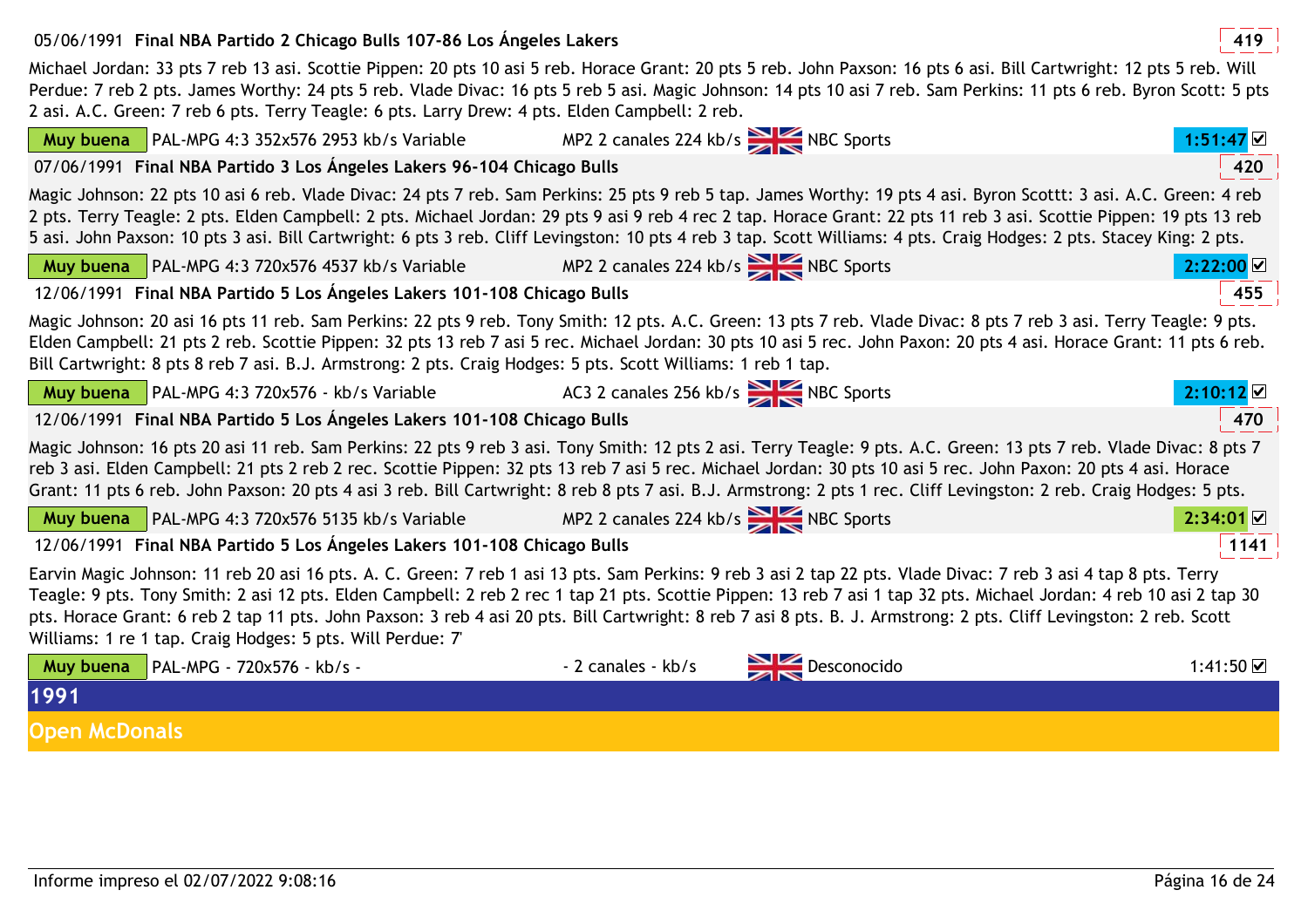**05/06/1991 Final NBA Partido 2 Chicago Bulls 107-86 Los Ángeles Lakers** 419

Michael Jordan: 33 pts 7 reb 13 asi. Scottie Pippen: 20 pts 10 asi 5 reb. Horace Grant: 20 pts 5 reb. John Paxson: 16 pts 6 asi. Bill Cartwright: 12 pts 5 reb. Will Perdue: 7 reb 2 pts. James Worthy: 24 pts 5 reb. Vlade Divac: 16 pts 5 reb 5 asi. Magic Johnson: 14 pts 10 asi 7 reb. Sam Perkins: 11 pts 6 reb. Byron Scott: 5 pts 2 asi. A.C. Green: 7 reb 6 pts. Terry Teagle: 6 pts. Larry Drew: 4 pts. Elden Campbell: 2 reb.

| Muy buena | PAL-MPG 4:3 352x576 2953 kb/s Variable | MP2 2 canales 224 kb/s | NBC Sports | 1:51:47 ☑ |
|---|---|---|---|---|

**07/06/1991 Final NBA Partido 3 Los Ángeles Lakers 96-104 Chicago Bulls** 420

Magic Johnson: 22 pts 10 asi 6 reb. Vlade Divac: 24 pts 7 reb. Sam Perkins: 25 pts 9 reb 5 tap. James Worthy: 19 pts 4 asi. Byron Scottt: 3 asi. A.C. Green: 4 reb 2 pts. Terry Teagle: 2 pts. Elden Campbell: 2 pts. Michael Jordan: 29 pts 9 asi 9 reb 4 rec 2 tap. Horace Grant: 22 pts 11 reb 3 asi. Scottie Pippen: 19 pts 13 reb 5 asi. John Paxson: 10 pts 3 asi. Bill Cartwright: 6 pts 3 reb. Cliff Levingston: 10 pts 4 reb 3 tap. Scott Williams: 4 pts. Craig Hodges: 2 pts. Stacey King: 2 pts.

| Muy buena | PAL-MPG 4:3 720x576 4537 kb/s Variable | MP2 2 canales 224 kb/s | NBC Sports | 2:22:00 ☑ |
|---|---|---|---|---|

**12/06/1991 Final NBA Partido 5 Los Ángeles Lakers 101-108 Chicago Bulls** 455

Magic Johnson: 20 asi 16 pts 11 reb. Sam Perkins: 22 pts 9 reb. Tony Smith: 12 pts. A.C. Green: 13 pts 7 reb. Vlade Divac: 8 pts 7 reb 3 asi. Terry Teagle: 9 pts. Elden Campbell: 21 pts 2 reb. Scottie Pippen: 32 pts 13 reb 7 asi 5 rec. Michael Jordan: 30 pts 10 asi 5 rec. John Paxon: 20 pts 4 asi. Horace Grant: 11 pts 6 reb. Bill Cartwright: 8 pts 8 reb 7 asi. B.J. Armstrong: 2 pts. Craig Hodges: 5 pts. Scott Williams: 1 reb 1 tap.

| Muy buena | PAL-MPG 4:3 720x576 - kb/s Variable | AC3 2 canales 256 kb/s | NBC Sports | 2:10:12 ☑ |
|---|---|---|---|---|

**12/06/1991 Final NBA Partido 5 Los Ángeles Lakers 101-108 Chicago Bulls** 470

Magic Johnson: 16 pts 20 asi 11 reb. Sam Perkins: 22 pts 9 reb 3 asi. Tony Smith: 12 pts 2 asi. Terry Teagle: 9 pts. A.C. Green: 13 pts 7 reb. Vlade Divac: 8 pts 7 reb 3 asi. Elden Campbell: 21 pts 2 reb 2 rec. Scottie Pippen: 32 pts 13 reb 7 asi 5 rec. Michael Jordan: 30 pts 10 asi 5 rec. John Paxon: 20 pts 4 asi. Horace Grant: 11 pts 6 reb. John Paxson: 20 pts 4 asi 3 reb. Bill Cartwright: 8 reb 8 pts 7 asi. B.J. Armstrong: 2 pts 1 rec. Cliff Levingston: 2 reb. Craig Hodges: 5 pts.

| Muy buena | PAL-MPG 4:3 720x576 5135 kb/s Variable | MP2 2 canales 224 kb/s | NBC Sports | 2:34:01 ☑ |
|---|---|---|---|---|

**12/06/1991 Final NBA Partido 5 Los Ángeles Lakers 101-108 Chicago Bulls** 1141

Earvin Magic Johnson: 11 reb 20 asi 16 pts. A. C. Green: 7 reb 1 asi 13 pts. Sam Perkins: 9 reb 3 asi 2 tap 22 pts. Vlade Divac: 7 reb 3 asi 4 tap 8 pts. Terry Teagle: 9 pts. Tony Smith: 2 asi 12 pts. Elden Campbell: 2 reb 2 rec 1 tap 21 pts. Scottie Pippen: 13 reb 7 asi 1 tap 32 pts. Michael Jordan: 4 reb 10 asi 2 tap 30 pts. Horace Grant: 6 reb 2 tap 11 pts. John Paxson: 3 reb 4 asi 20 pts. Bill Cartwright: 8 reb 7 asi 8 pts. B. J. Armstrong: 2 pts. Cliff Levingston: 2 reb. Scott Williams: 1 re 1 tap. Craig Hodges: 5 pts. Will Perdue: 7'

| Muy buena | PAL-MPG - 720x576 - kb/s - | - 2 canales - kb/s | Desconocido | 1:41:50 ☑ |
|---|---|---|---|---|

## 1991

### Open McDonals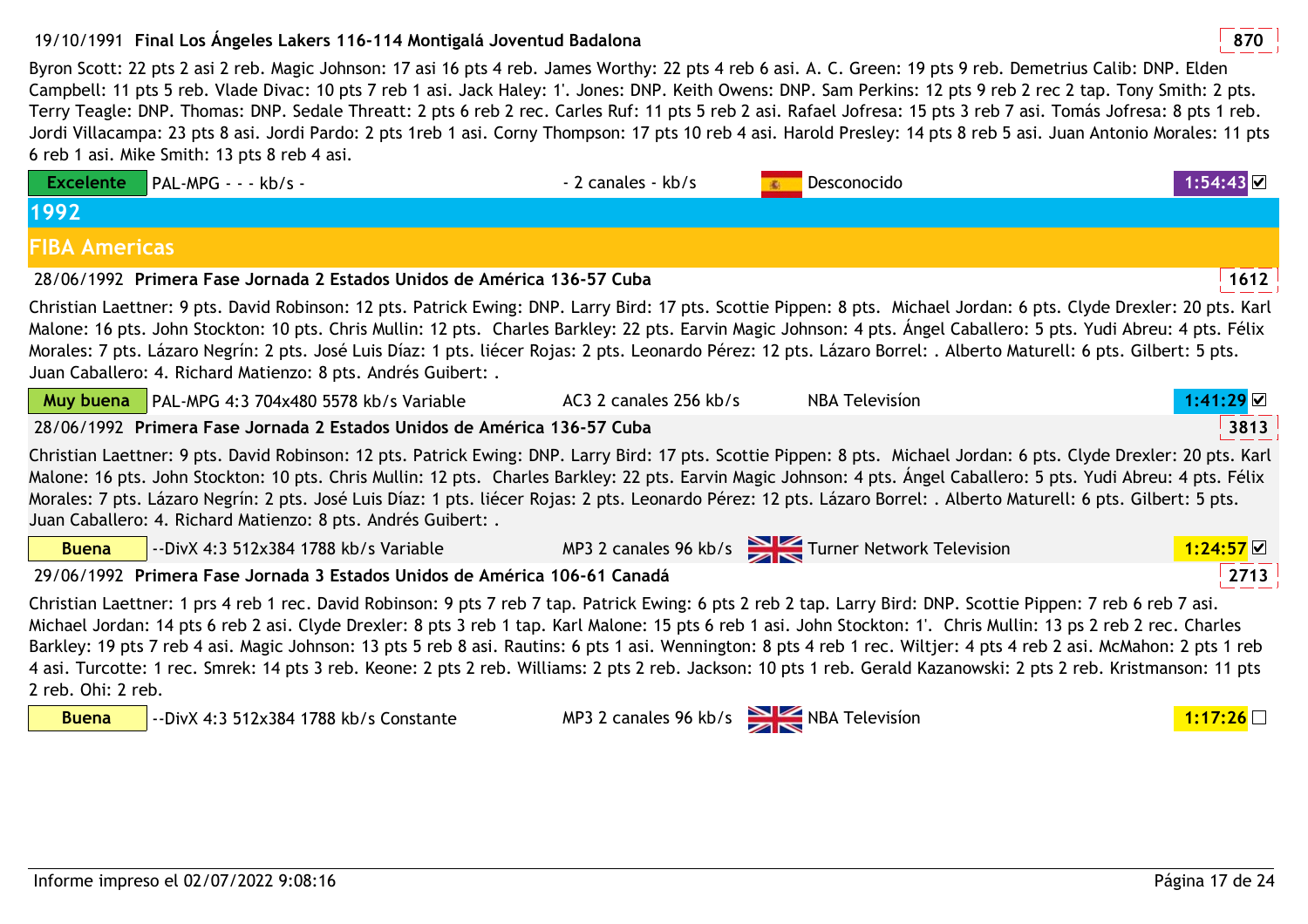19/10/1991 **Final Los Ángeles Lakers 116-114 Montigalá Joventud Badalona** 870

Byron Scott: 22 pts 2 asi 2 reb. Magic Johnson: 17 asi 16 pts 4 reb. James Worthy: 22 pts 4 reb 6 asi. A. C. Green: 19 pts 9 reb. Demetrius Calib: DNP. Elden Campbell: 11 pts 5 reb. Vlade Divac: 10 pts 7 reb 1 asi. Jack Haley: 1'. Jones: DNP. Keith Owens: DNP. Sam Perkins: 12 pts 9 reb 2 rec 2 tap. Tony Smith: 2 pts. Terry Teagle: DNP. Thomas: DNP. Sedale Threatt: 2 pts 6 reb 2 rec. Carles Ruf: 11 pts 5 reb 2 asi. Rafael Jofresa: 15 pts 3 reb 7 asi. Tomás Jofresa: 8 pts 1 reb. Jordi Villacampa: 23 pts 8 asi. Jordi Pardo: 2 pts 1reb 1 asi. Corny Thompson: 17 pts 10 reb 4 asi. Harold Presley: 14 pts 8 reb 5 asi. Juan Antonio Morales: 11 pts 6 reb 1 asi. Mike Smith: 13 pts 8 reb 4 asi.

| Excelente | PAL-MPG - - - kb/s - | - 2 canales - kb/s | Desconocido | 1:54:43 ☑ |
|---|---|---|---|---|

# 1992

## FIBA Americas

28/06/1992 **Primera Fase Jornada 2 Estados Unidos de América 136-57 Cuba** 1612

Christian Laettner: 9 pts. David Robinson: 12 pts. Patrick Ewing: DNP. Larry Bird: 17 pts. Scottie Pippen: 8 pts. Michael Jordan: 6 pts. Clyde Drexler: 20 pts. Karl Malone: 16 pts. John Stockton: 10 pts. Chris Mullin: 12 pts. Charles Barkley: 22 pts. Earvin Magic Johnson: 4 pts. Ángel Caballero: 5 pts. Yudi Abreu: 4 pts. Félix Morales: 7 pts. Lázaro Negrín: 2 pts. José Luis Díaz: 1 pts. liécer Rojas: 2 pts. Leonardo Pérez: 12 pts. Lázaro Borrel: . Alberto Maturell: 6 pts. Gilbert: 5 pts. Juan Caballero: 4. Richard Matienzo: 8 pts. Andrés Guibert: .

| Muy buena | PAL-MPG 4:3 704x480 5578 kb/s Variable | AC3 2 canales 256 kb/s | NBA Televisíon | 1:41:29 ☑ |
|---|---|---|---|---|

28/06/1992 **Primera Fase Jornada 2 Estados Unidos de América 136-57 Cuba** 3813

Christian Laettner: 9 pts. David Robinson: 12 pts. Patrick Ewing: DNP. Larry Bird: 17 pts. Scottie Pippen: 8 pts. Michael Jordan: 6 pts. Clyde Drexler: 20 pts. Karl Malone: 16 pts. John Stockton: 10 pts. Chris Mullin: 12 pts. Charles Barkley: 22 pts. Earvin Magic Johnson: 4 pts. Ángel Caballero: 5 pts. Yudi Abreu: 4 pts. Félix Morales: 7 pts. Lázaro Negrín: 2 pts. José Luis Díaz: 1 pts. liécer Rojas: 2 pts. Leonardo Pérez: 12 pts. Lázaro Borrel: . Alberto Maturell: 6 pts. Gilbert: 5 pts. Juan Caballero: 4. Richard Matienzo: 8 pts. Andrés Guibert: .

| Buena | --DivX 4:3 512x384 1788 kb/s Variable | MP3 2 canales 96 kb/s | Turner Network Television | 1:24:57 ☑ |
|---|---|---|---|---|

29/06/1992 **Primera Fase Jornada 3 Estados Unidos de América 106-61 Canadá** 2713

Christian Laettner: 1 prs 4 reb 1 rec. David Robinson: 9 pts 7 reb 7 tap. Patrick Ewing: 6 pts 2 reb 2 tap. Larry Bird: DNP. Scottie Pippen: 7 reb 6 reb 7 asi. Michael Jordan: 14 pts 6 reb 2 asi. Clyde Drexler: 8 pts 3 reb 1 tap. Karl Malone: 15 pts 6 reb 1 asi. John Stockton: 1'. Chris Mullin: 13 ps 2 reb 2 rec. Charles Barkley: 19 pts 7 reb 4 asi. Magic Johnson: 13 pts 5 reb 8 asi. Rautins: 6 pts 1 asi. Wennington: 8 pts 4 reb 1 rec. Wiltjer: 4 pts 4 reb 2 asi. McMahon: 2 pts 1 reb 4 asi. Turcotte: 1 rec. Smrek: 14 pts 3 reb. Keone: 2 pts 2 reb. Williams: 2 pts 2 reb. Jackson: 10 pts 1 reb. Gerald Kazanowski: 2 pts 2 reb. Kristmanson: 11 pts 2 reb. Ohi: 2 reb.

| Buena | --DivX 4:3 512x384 1788 kb/s Constante | MP3 2 canales 96 kb/s | NBA Televisíon | 1:17:26 ☐ |
|---|---|---|---|---|

Informe impreso el 02/07/2022 9:08:16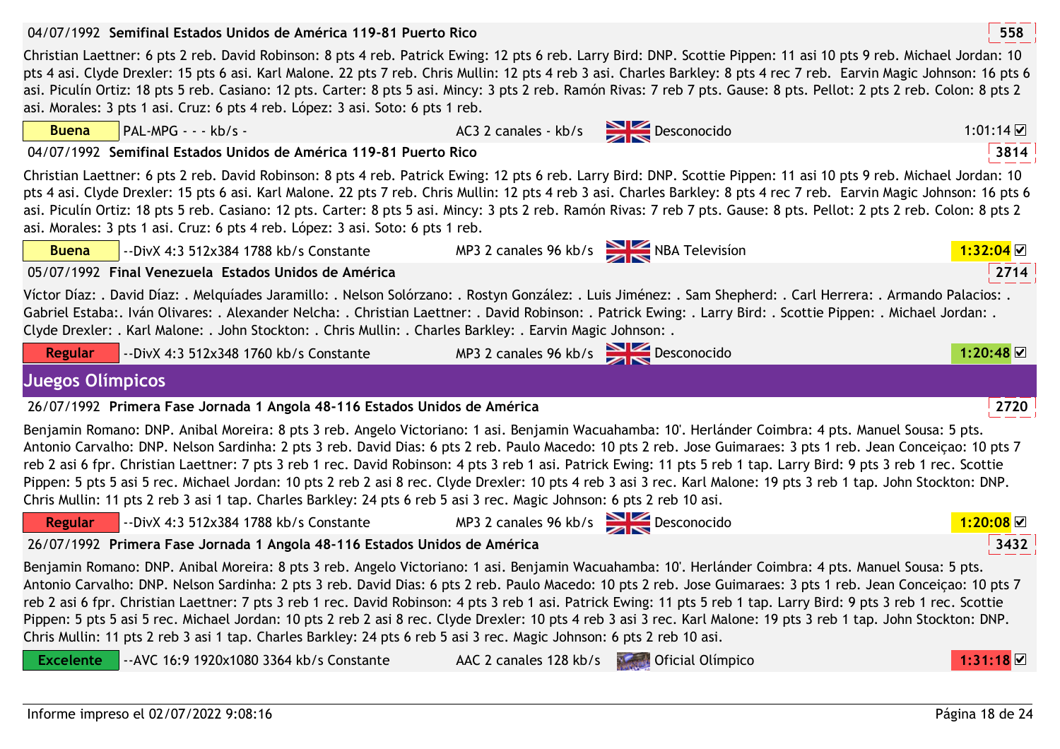**04/07/1992 Semifinal Estados Unidos de América 119-81 Puerto Rico** 558

Christian Laettner: 6 pts 2 reb. David Robinson: 8 pts 4 reb. Patrick Ewing: 12 pts 6 reb. Larry Bird: DNP. Scottie Pippen: 11 asi 10 pts 9 reb. Michael Jordan: 10 pts 4 asi. Clyde Drexler: 15 pts 6 asi. Karl Malone. 22 pts 7 reb. Chris Mullin: 12 pts 4 reb 3 asi. Charles Barkley: 8 pts 4 rec 7 reb. Earvin Magic Johnson: 16 pts 6 asi. Piculín Ortiz: 18 pts 5 reb. Casiano: 12 pts. Carter: 8 pts 5 asi. Mincy: 3 pts 2 reb. Ramón Rivas: 7 reb 7 pts. Gause: 8 pts. Pellot: 2 pts 2 reb. Colon: 8 pts 2 asi. Morales: 3 pts 1 asi. Cruz: 6 pts 4 reb. López: 3 asi. Soto: 6 pts 1 reb.

| Buena | PAL-MPG - - - kb/s - | AC3 2 canales - kb/s | Desconocido | 1:01:14 ☑ |
|---|---|---|---|---|

**04/07/1992 Semifinal Estados Unidos de América 119-81 Puerto Rico** 3814

Christian Laettner: 6 pts 2 reb. David Robinson: 8 pts 4 reb. Patrick Ewing: 12 pts 6 reb. Larry Bird: DNP. Scottie Pippen: 11 asi 10 pts 9 reb. Michael Jordan: 10 pts 4 asi. Clyde Drexler: 15 pts 6 asi. Karl Malone. 22 pts 7 reb. Chris Mullin: 12 pts 4 reb 3 asi. Charles Barkley: 8 pts 4 rec 7 reb. Earvin Magic Johnson: 16 pts 6 asi. Piculín Ortiz: 18 pts 5 reb. Casiano: 12 pts. Carter: 8 pts 5 asi. Mincy: 3 pts 2 reb. Ramón Rivas: 7 reb 7 pts. Gause: 8 pts. Pellot: 2 pts 2 reb. Colon: 8 pts 2 asi. Morales: 3 pts 1 asi. Cruz: 6 pts 4 reb. López: 3 asi. Soto: 6 pts 1 reb.

| Buena | --DivX 4:3 512x384 1788 kb/s Constante | MP3 2 canales 96 kb/s | NBA Televisíon | 1:32:04 ☑ |
|---|---|---|---|---|

**05/07/1992 Final Venezuela Estados Unidos de América** 2714

Víctor Díaz: . David Díaz: . Melquíades Jaramillo: . Nelson Solórzano: . Rostyn González: . Luis Jiménez: . Sam Shepherd: . Carl Herrera: . Armando Palacios: . Gabriel Estaba:. Iván Olivares: . Alexander Nelcha: . Christian Laettner: . David Robinson: . Patrick Ewing: . Larry Bird: . Scottie Pippen: . Michael Jordan: . Clyde Drexler: . Karl Malone: . John Stockton: . Chris Mullin: . Charles Barkley: . Earvin Magic Johnson: .

| Regular | --DivX 4:3 512x348 1760 kb/s Constante | MP3 2 canales 96 kb/s | Desconocido | 1:20:48 ☑ |
|---|---|---|---|---|

## Juegos Olímpicos

**26/07/1992 Primera Fase Jornada 1 Angola 48-116 Estados Unidos de América** 2720

Benjamin Romano: DNP. Anibal Moreira: 8 pts 3 reb. Angelo Victoriano: 1 asi. Benjamin Wacuahamba: 10'. Herlánder Coimbra: 4 pts. Manuel Sousa: 5 pts. Antonio Carvalho: DNP. Nelson Sardinha: 2 pts 3 reb. David Dias: 6 pts 2 reb. Paulo Macedo: 10 pts 2 reb. Jose Guimaraes: 3 pts 1 reb. Jean Conceiçao: 10 pts 7 reb 2 asi 6 fpr. Christian Laettner: 7 pts 3 reb 1 rec. David Robinson: 4 pts 3 reb 1 asi. Patrick Ewing: 11 pts 5 reb 1 tap. Larry Bird: 9 pts 3 reb 1 rec. Scottie Pippen: 5 pts 5 asi 5 rec. Michael Jordan: 10 pts 2 reb 2 asi 8 rec. Clyde Drexler: 10 pts 4 reb 3 asi 3 rec. Karl Malone: 19 pts 3 reb 1 tap. John Stockton: DNP. Chris Mullin: 11 pts 2 reb 3 asi 1 tap. Charles Barkley: 24 pts 6 reb 5 asi 3 rec. Magic Johnson: 6 pts 2 reb 10 asi.

| Regular | --DivX 4:3 512x384 1788 kb/s Constante | MP3 2 canales 96 kb/s | Desconocido | 1:20:08 ☑ |
|---|---|---|---|---|

**26/07/1992 Primera Fase Jornada 1 Angola 48-116 Estados Unidos de América** 3432

Benjamin Romano: DNP. Anibal Moreira: 8 pts 3 reb. Angelo Victoriano: 1 asi. Benjamin Wacuahamba: 10'. Herlánder Coimbra: 4 pts. Manuel Sousa: 5 pts. Antonio Carvalho: DNP. Nelson Sardinha: 2 pts 3 reb. David Dias: 6 pts 2 reb. Paulo Macedo: 10 pts 2 reb. Jose Guimaraes: 3 pts 1 reb. Jean Conceiçao: 10 pts 7 reb 2 asi 6 fpr. Christian Laettner: 7 pts 3 reb 1 rec. David Robinson: 4 pts 3 reb 1 asi. Patrick Ewing: 11 pts 5 reb 1 tap. Larry Bird: 9 pts 3 reb 1 rec. Scottie Pippen: 5 pts 5 asi 5 rec. Michael Jordan: 10 pts 2 reb 2 asi 8 rec. Clyde Drexler: 10 pts 4 reb 3 asi 3 rec. Karl Malone: 19 pts 3 reb 1 tap. John Stockton: DNP. Chris Mullin: 11 pts 2 reb 3 asi 1 tap. Charles Barkley: 24 pts 6 reb 5 asi 3 rec. Magic Johnson: 6 pts 2 reb 10 asi.

| Excelente | --AVC 16:9 1920x1080 3364 kb/s Constante | AAC 2 canales 128 kb/s | Oficial Olímpico | 1:31:18 ☑ |
|---|---|---|---|---|

Informe impreso el 02/07/2022 9:08:16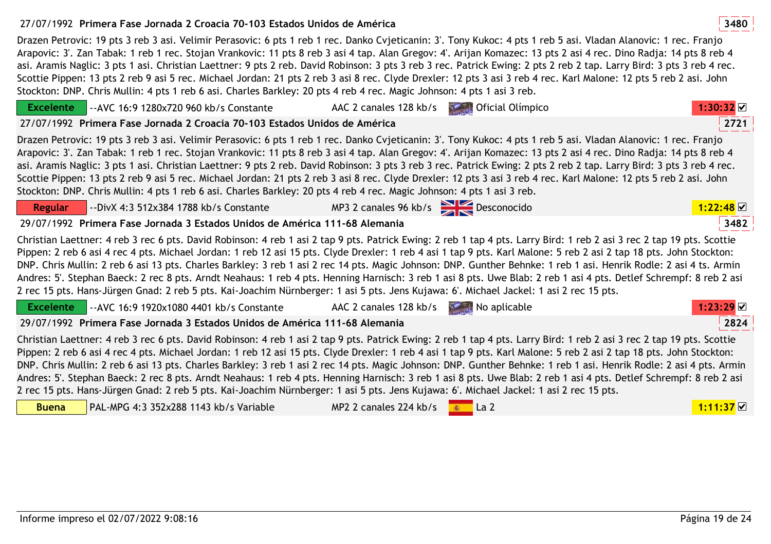27/07/1992 **Primera Fase Jornada 2 Croacia 70-103 Estados Unidos de América** 3480

Drazen Petrovic: 19 pts 3 reb 3 asi. Velimir Perasovic: 6 pts 1 reb 1 rec. Danko Cvjeticanin: 3'. Tony Kukoc: 4 pts 1 reb 5 asi. Vladan Alanovic: 1 rec. Franjo Arapovic: 3'. Zan Tabak: 1 reb 1 rec. Stojan Vrankovic: 11 pts 8 reb 3 asi 4 tap. Alan Gregov: 4'. Arijan Komazec: 13 pts 2 asi 4 rec. Dino Radja: 14 pts 8 reb 4 asi. Aramis Naglic: 3 pts 1 asi. Christian Laettner: 9 pts 2 reb. David Robinson: 3 pts 3 reb 3 rec. Patrick Ewing: 2 pts 2 reb 2 tap. Larry Bird: 3 pts 3 reb 4 rec. Scottie Pippen: 13 pts 2 reb 9 asi 5 rec. Michael Jordan: 21 pts 2 reb 3 asi 8 rec. Clyde Drexler: 12 pts 3 asi 3 reb 4 rec. Karl Malone: 12 pts 5 reb 2 asi. John Stockton: DNP. Chris Mullin: 4 pts 1 reb 6 asi. Charles Barkley: 20 pts 4 reb 4 rec. Magic Johnson: 4 pts 1 asi 3 reb.

Excelente | --AVC 16:9 1280x720 960 kb/s Constante | AAC 2 canales 128 kb/s | Oficial Olímpico | 1:30:32 ☑

27/07/1992 **Primera Fase Jornada 2 Croacia 70-103 Estados Unidos de América** 2721

Drazen Petrovic: 19 pts 3 reb 3 asi. Velimir Perasovic: 6 pts 1 reb 1 rec. Danko Cvjeticanin: 3'. Tony Kukoc: 4 pts 1 reb 5 asi. Vladan Alanovic: 1 rec. Franjo Arapovic: 3'. Zan Tabak: 1 reb 1 rec. Stojan Vrankovic: 11 pts 8 reb 3 asi 4 tap. Alan Gregov: 4'. Arijan Komazec: 13 pts 2 asi 4 rec. Dino Radja: 14 pts 8 reb 4 asi. Aramis Naglic: 3 pts 1 asi. Christian Laettner: 9 pts 2 reb. David Robinson: 3 pts 3 reb 3 rec. Patrick Ewing: 2 pts 2 reb 2 tap. Larry Bird: 3 pts 3 reb 4 rec. Scottie Pippen: 13 pts 2 reb 9 asi 5 rec. Michael Jordan: 21 pts 2 reb 3 asi 8 rec. Clyde Drexler: 12 pts 3 asi 3 reb 4 rec. Karl Malone: 12 pts 5 reb 2 asi. John Stockton: DNP. Chris Mullin: 4 pts 1 reb 6 asi. Charles Barkley: 20 pts 4 reb 4 rec. Magic Johnson: 4 pts 1 asi 3 reb.

Regular | --DivX 4:3 512x384 1788 kb/s Constante | MP3 2 canales 96 kb/s | Desconocido | 1:22:48 ☑

29/07/1992 **Primera Fase Jornada 3 Estados Unidos de América 111-68 Alemania** 3482

Christian Laettner: 4 reb 3 rec 6 pts. David Robinson: 4 reb 1 asi 2 tap 9 pts. Patrick Ewing: 2 reb 1 tap 4 pts. Larry Bird: 1 reb 2 asi 3 rec 2 tap 19 pts. Scottie Pippen: 2 reb 6 asi 4 rec 4 pts. Michael Jordan: 1 reb 12 asi 15 pts. Clyde Drexler: 1 reb 4 asi 1 tap 9 pts. Karl Malone: 5 reb 2 asi 2 tap 18 pts. John Stockton: DNP. Chris Mullin: 2 reb 6 asi 13 pts. Charles Barkley: 3 reb 1 asi 2 rec 14 pts. Magic Johnson: DNP. Gunther Behnke: 1 reb 1 asi. Henrik Rodle: 2 asi 4 ts. Armin Andres: 5'. Stephan Baeck: 2 rec 8 pts. Arndt Neahaus: 1 reb 4 pts. Henning Harnisch: 3 reb 1 asi 8 pts. Uwe Blab: 2 reb 1 asi 4 pts. Detlef Schrempf: 8 reb 2 asi 2 rec 15 pts. Hans-Jürgen Gnad: 2 reb 5 pts. Kai-Joachim Nürnberger: 1 asi 5 pts. Jens Kujawa: 6'. Michael Jackel: 1 asi 2 rec 15 pts.

Excelente | --AVC 16:9 1920x1080 4401 kb/s Constante | AAC 2 canales 128 kb/s | No aplicable | 1:23:29 ☑

29/07/1992 **Primera Fase Jornada 3 Estados Unidos de América 111-68 Alemania** 2824

Christian Laettner: 4 reb 3 rec 6 pts. David Robinson: 4 reb 1 asi 2 tap 9 pts. Patrick Ewing: 2 reb 1 tap 4 pts. Larry Bird: 1 reb 2 asi 3 rec 2 tap 19 pts. Scottie Pippen: 2 reb 6 asi 4 rec 4 pts. Michael Jordan: 1 reb 12 asi 15 pts. Clyde Drexler: 1 reb 4 asi 1 tap 9 pts. Karl Malone: 5 reb 2 asi 2 tap 18 pts. John Stockton: DNP. Chris Mullin: 2 reb 6 asi 13 pts. Charles Barkley: 3 reb 1 asi 2 rec 14 pts. Magic Johnson: DNP. Gunther Behnke: 1 reb 1 asi. Henrik Rodle: 2 asi 4 pts. Armin Andres: 5'. Stephan Baeck: 2 rec 8 pts. Arndt Neahaus: 1 reb 4 pts. Henning Harnisch: 3 reb 1 asi 8 pts. Uwe Blab: 2 reb 1 asi 4 pts. Detlef Schrempf: 8 reb 2 asi 2 rec 15 pts. Hans-Jürgen Gnad: 2 reb 5 pts. Kai-Joachim Nürnberger: 1 asi 5 pts. Jens Kujawa: 6'. Michael Jackel: 1 asi 2 rec 15 pts.

Buena | PAL-MPG 4:3 352x288 1143 kb/s Variable | MP2 2 canales 224 kb/s | La 2 | 1:11:37 ☑

Informe impreso el 02/07/2022 9:08:16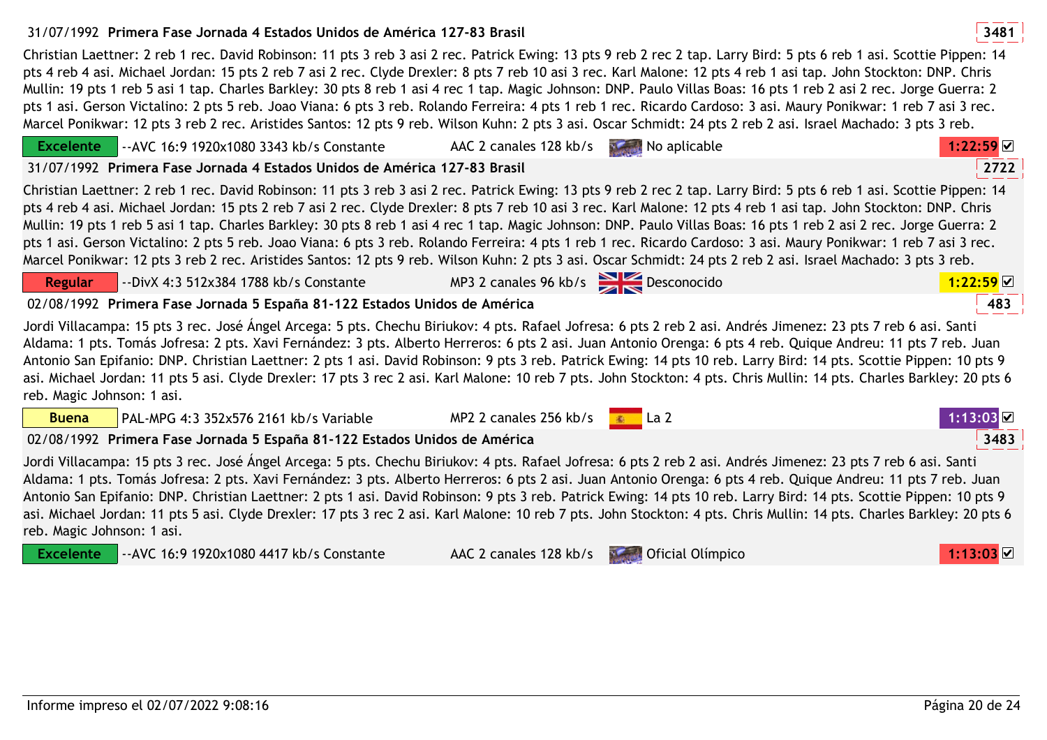31/07/1992 **Primera Fase Jornada 4 Estados Unidos de América 127-83 Brasil** 3481

Christian Laettner: 2 reb 1 rec. David Robinson: 11 pts 3 reb 3 asi 2 rec. Patrick Ewing: 13 pts 9 reb 2 rec 2 tap. Larry Bird: 5 pts 6 reb 1 asi. Scottie Pippen: 14 pts 4 reb 4 asi. Michael Jordan: 15 pts 2 reb 7 asi 2 rec. Clyde Drexler: 8 pts 7 reb 10 asi 3 rec. Karl Malone: 12 pts 4 reb 1 asi tap. John Stockton: DNP. Chris Mullin: 19 pts 1 reb 5 asi 1 tap. Charles Barkley: 30 pts 8 reb 1 asi 4 rec 1 tap. Magic Johnson: DNP. Paulo Villas Boas: 16 pts 1 reb 2 asi 2 rec. Jorge Guerra: 2 pts 1 asi. Gerson Victalino: 2 pts 5 reb. Joao Viana: 6 pts 3 reb. Rolando Ferreira: 4 pts 1 reb 1 rec. Ricardo Cardoso: 3 asi. Maury Ponikwar: 1 reb 7 asi 3 rec. Marcel Ponikwar: 12 pts 3 reb 2 rec. Aristides Santos: 12 pts 9 reb. Wilson Kuhn: 2 pts 3 asi. Oscar Schmidt: 24 pts 2 reb 2 asi. Israel Machado: 3 pts 3 reb.

Excelente | --AVC 16:9 1920x1080 3343 kb/s Constante | AAC 2 canales 128 kb/s | No aplicable | 1:22:59 ☑

31/07/1992 **Primera Fase Jornada 4 Estados Unidos de América 127-83 Brasil** 2722

Christian Laettner: 2 reb 1 rec. David Robinson: 11 pts 3 reb 3 asi 2 rec. Patrick Ewing: 13 pts 9 reb 2 rec 2 tap. Larry Bird: 5 pts 6 reb 1 asi. Scottie Pippen: 14 pts 4 reb 4 asi. Michael Jordan: 15 pts 2 reb 7 asi 2 rec. Clyde Drexler: 8 pts 7 reb 10 asi 3 rec. Karl Malone: 12 pts 4 reb 1 asi tap. John Stockton: DNP. Chris Mullin: 19 pts 1 reb 5 asi 1 tap. Charles Barkley: 30 pts 8 reb 1 asi 4 rec 1 tap. Magic Johnson: DNP. Paulo Villas Boas: 16 pts 1 reb 2 asi 2 rec. Jorge Guerra: 2 pts 1 asi. Gerson Victalino: 2 pts 5 reb. Joao Viana: 6 pts 3 reb. Rolando Ferreira: 4 pts 1 reb 1 rec. Ricardo Cardoso: 3 asi. Maury Ponikwar: 1 reb 7 asi 3 rec. Marcel Ponikwar: 12 pts 3 reb 2 rec. Aristides Santos: 12 pts 9 reb. Wilson Kuhn: 2 pts 3 asi. Oscar Schmidt: 24 pts 2 reb 2 asi. Israel Machado: 3 pts 3 reb.

Regular | --DivX 4:3 512x384 1788 kb/s Constante | MP3 2 canales 96 kb/s | Desconocido | 1:22:59 ☑

02/08/1992 **Primera Fase Jornada 5 España 81-122 Estados Unidos de América** 483

Jordi Villacampa: 15 pts 3 rec. José Ángel Arcega: 5 pts. Chechu Biriukov: 4 pts. Rafael Jofresa: 6 pts 2 reb 2 asi. Andrés Jimenez: 23 pts 7 reb 6 asi. Santi Aldama: 1 pts. Tomás Jofresa: 2 pts. Xavi Fernández: 3 pts. Alberto Herreros: 6 pts 2 asi. Juan Antonio Orenga: 6 pts 4 reb. Quique Andreu: 11 pts 7 reb. Juan Antonio San Epifanio: DNP. Christian Laettner: 2 pts 1 asi. David Robinson: 9 pts 3 reb. Patrick Ewing: 14 pts 10 reb. Larry Bird: 14 pts. Scottie Pippen: 10 pts 9 asi. Michael Jordan: 11 pts 5 asi. Clyde Drexler: 17 pts 3 rec 2 asi. Karl Malone: 10 reb 7 pts. John Stockton: 4 pts. Chris Mullin: 14 pts. Charles Barkley: 20 pts 6 reb. Magic Johnson: 1 asi.

Buena | PAL-MPG 4:3 352x576 2161 kb/s Variable | MP2 2 canales 256 kb/s | La 2 | 1:13:03 ☑

02/08/1992 **Primera Fase Jornada 5 España 81-122 Estados Unidos de América** 3483

Jordi Villacampa: 15 pts 3 rec. José Ángel Arcega: 5 pts. Chechu Biriukov: 4 pts. Rafael Jofresa: 6 pts 2 reb 2 asi. Andrés Jimenez: 23 pts 7 reb 6 asi. Santi Aldama: 1 pts. Tomás Jofresa: 2 pts. Xavi Fernández: 3 pts. Alberto Herreros: 6 pts 2 asi. Juan Antonio Orenga: 6 pts 4 reb. Quique Andreu: 11 pts 7 reb. Juan Antonio San Epifanio: DNP. Christian Laettner: 2 pts 1 asi. David Robinson: 9 pts 3 reb. Patrick Ewing: 14 pts 10 reb. Larry Bird: 14 pts. Scottie Pippen: 10 pts 9 asi. Michael Jordan: 11 pts 5 asi. Clyde Drexler: 17 pts 3 rec 2 asi. Karl Malone: 10 reb 7 pts. John Stockton: 4 pts. Chris Mullin: 14 pts. Charles Barkley: 20 pts 6 reb. Magic Johnson: 1 asi.

Excelente | --AVC 16:9 1920x1080 4417 kb/s Constante | AAC 2 canales 128 kb/s | Oficial Olímpico | 1:13:03 ☑

Informe impreso el 02/07/2022 9:08:16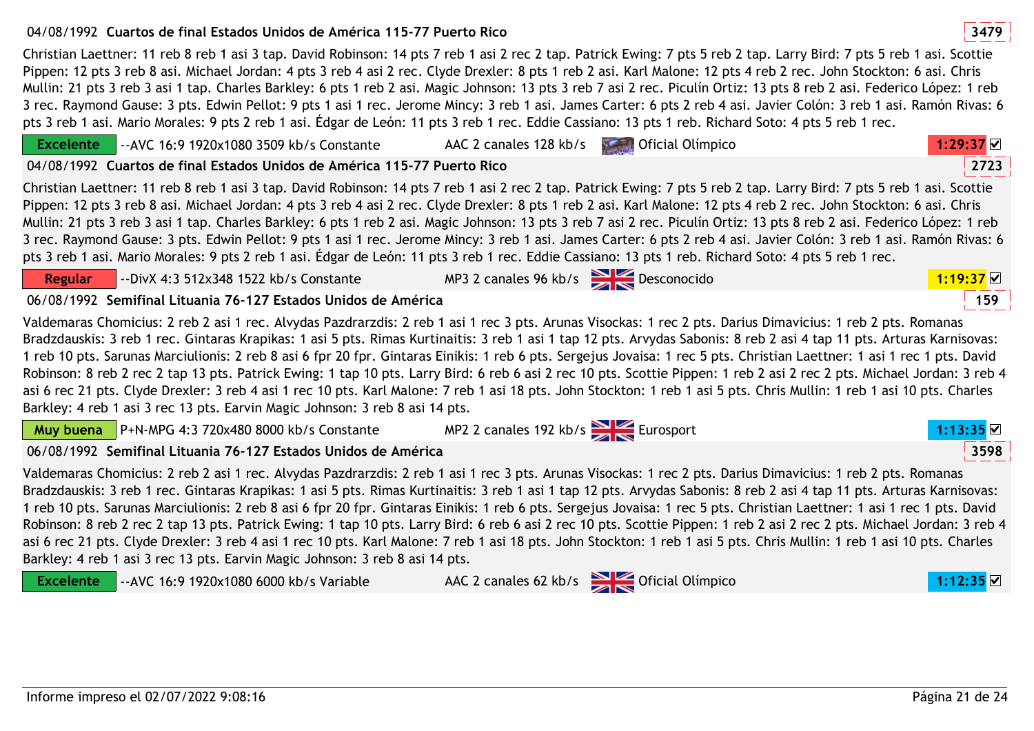04/08/1992 **Cuartos de final Estados Unidos de América 115-77 Puerto Rico** 3479

Christian Laettner: 11 reb 8 reb 1 asi 3 tap. David Robinson: 14 pts 7 reb 1 asi 2 rec 2 tap. Patrick Ewing: 7 pts 5 reb 2 tap. Larry Bird: 7 pts 5 reb 1 asi. Scottie Pippen: 12 pts 3 reb 8 asi. Michael Jordan: 4 pts 3 reb 4 asi 2 rec. Clyde Drexler: 8 pts 1 reb 2 asi. Karl Malone: 12 pts 4 reb 2 rec. John Stockton: 6 asi. Chris Mullin: 21 pts 3 reb 3 asi 1 tap. Charles Barkley: 6 pts 1 reb 2 asi. Magic Johnson: 13 pts 3 reb 7 asi 2 rec. Piculín Ortiz: 13 pts 8 reb 2 asi. Federico López: 1 reb 3 rec. Raymond Gause: 3 pts. Edwin Pellot: 9 pts 1 asi 1 rec. Jerome Mincy: 3 reb 1 asi. James Carter: 6 pts 2 reb 4 asi. Javier Colón: 3 reb 1 asi. Ramón Rivas: 6 pts 3 reb 1 asi. Mario Morales: 9 pts 2 reb 1 asi. Édgar de León: 11 pts 3 reb 1 rec. Eddie Cassiano: 13 pts 1 reb. Richard Soto: 4 pts 5 reb 1 rec.

Excelente | --AVC 16:9 1920x1080 3509 kb/s Constante | AAC 2 canales 128 kb/s | Oficial Olímpico | 1:29:37 ☑

04/08/1992 **Cuartos de final Estados Unidos de América 115-77 Puerto Rico** 2723

Christian Laettner: 11 reb 8 reb 1 asi 3 tap. David Robinson: 14 pts 7 reb 1 asi 2 rec 2 tap. Patrick Ewing: 7 pts 5 reb 2 tap. Larry Bird: 7 pts 5 reb 1 asi. Scottie Pippen: 12 pts 3 reb 8 asi. Michael Jordan: 4 pts 3 reb 4 asi 2 rec. Clyde Drexler: 8 pts 1 reb 2 asi. Karl Malone: 12 pts 4 reb 2 rec. John Stockton: 6 asi. Chris Mullin: 21 pts 3 reb 3 asi 1 tap. Charles Barkley: 6 pts 1 reb 2 asi. Magic Johnson: 13 pts 3 reb 7 asi 2 rec. Piculín Ortiz: 13 pts 8 reb 2 asi. Federico López: 1 reb 3 rec. Raymond Gause: 3 pts. Edwin Pellot: 9 pts 1 asi 1 rec. Jerome Mincy: 3 reb 1 asi. James Carter: 6 pts 2 reb 4 asi. Javier Colón: 3 reb 1 asi. Ramón Rivas: 6 pts 3 reb 1 asi. Mario Morales: 9 pts 2 reb 1 asi. Édgar de León: 11 pts 3 reb 1 rec. Eddie Cassiano: 13 pts 1 reb. Richard Soto: 4 pts 5 reb 1 rec.

Regular | --DivX 4:3 512x348 1522 kb/s Constante | MP3 2 canales 96 kb/s | Desconocido | 1:19:37 ☑

06/08/1992 **Semifinal Lituania 76-127 Estados Unidos de América** 159

Valdemaras Chomicius: 2 reb 2 asi 1 rec. Alvydas Pazdrarzdis: 2 reb 1 asi 1 rec 3 pts. Arunas Visockas: 1 rec 2 pts. Darius Dimavicius: 1 reb 2 pts. Romanas Bradzdauskis: 3 reb 1 rec. Gintaras Krapikas: 1 asi 5 pts. Rimas Kurtinaitis: 3 reb 1 asi 1 tap 12 pts. Arvydas Sabonis: 8 reb 2 asi 4 tap 11 pts. Arturas Karnisovas: 1 reb 10 pts. Sarunas Marciulionis: 2 reb 8 asi 6 fpr 20 fpr. Gintaras Einikis: 1 reb 6 pts. Sergejus Jovaisa: 1 rec 5 pts. Christian Laettner: 1 asi 1 rec 1 pts. David Robinson: 8 reb 2 rec 2 tap 13 pts. Patrick Ewing: 1 tap 10 pts. Larry Bird: 6 reb 6 asi 2 rec 10 pts. Scottie Pippen: 1 reb 2 asi 2 rec 2 pts. Michael Jordan: 3 reb 4 asi 6 rec 21 pts. Clyde Drexler: 3 reb 4 asi 1 rec 10 pts. Karl Malone: 7 reb 1 asi 18 pts. John Stockton: 1 reb 1 asi 5 pts. Chris Mullin: 1 reb 1 asi 10 pts. Charles Barkley: 4 reb 1 asi 3 rec 13 pts. Earvin Magic Johnson: 3 reb 8 asi 14 pts.

Muy buena | P+N-MPG 4:3 720x480 8000 kb/s Constante | MP2 2 canales 192 kb/s | Eurosport | 1:13:35 ☑

06/08/1992 **Semifinal Lituania 76-127 Estados Unidos de América** 3598

Valdemaras Chomicius: 2 reb 2 asi 1 rec. Alvydas Pazdrarzdis: 2 reb 1 asi 1 rec 3 pts. Arunas Visockas: 1 rec 2 pts. Darius Dimavicius: 1 reb 2 pts. Romanas Bradzdauskis: 3 reb 1 rec. Gintaras Krapikas: 1 asi 5 pts. Rimas Kurtinaitis: 3 reb 1 asi 1 tap 12 pts. Arvydas Sabonis: 8 reb 2 asi 4 tap 11 pts. Arturas Karnisovas: 1 reb 10 pts. Sarunas Marciulionis: 2 reb 8 asi 6 fpr 20 fpr. Gintaras Einikis: 1 reb 6 pts. Sergejus Jovaisa: 1 rec 5 pts. Christian Laettner: 1 asi 1 rec 1 pts. David Robinson: 8 reb 2 rec 2 tap 13 pts. Patrick Ewing: 1 tap 10 pts. Larry Bird: 6 reb 6 asi 2 rec 10 pts. Scottie Pippen: 1 reb 2 asi 2 rec 2 pts. Michael Jordan: 3 reb 4 asi 6 rec 21 pts. Clyde Drexler: 3 reb 4 asi 1 rec 10 pts. Karl Malone: 7 reb 1 asi 18 pts. John Stockton: 1 reb 1 asi 5 pts. Chris Mullin: 1 reb 1 asi 10 pts. Charles Barkley: 4 reb 1 asi 3 rec 13 pts. Earvin Magic Johnson: 3 reb 8 asi 14 pts.

Excelente | --AVC 16:9 1920x1080 6000 kb/s Variable | AAC 2 canales 62 kb/s | Oficial Olímpico | 1:12:35 ☑

Informe impreso el 02/07/2022 9:08:16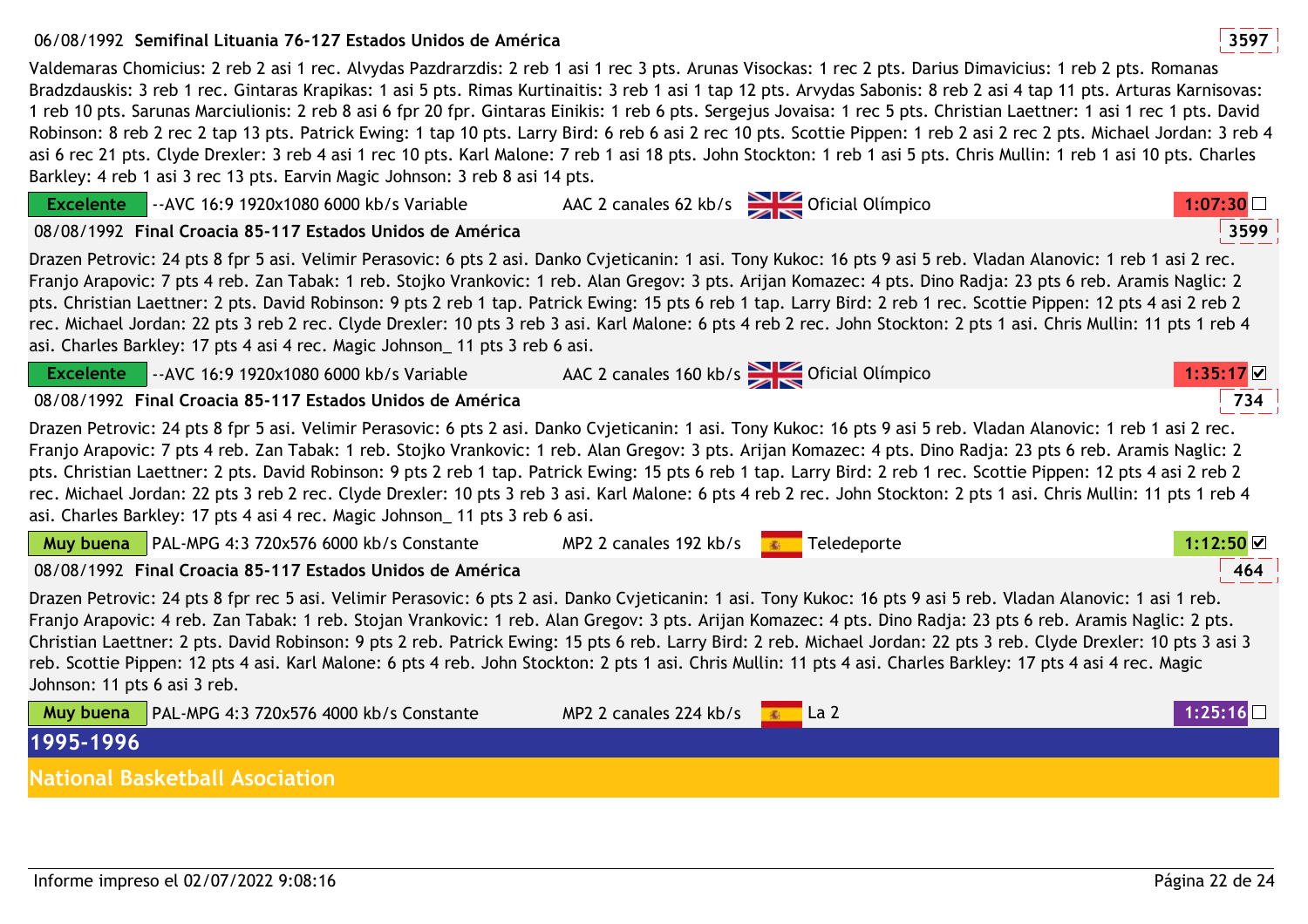06/08/1992 **Semifinal Lituania 76-127 Estados Unidos de América** **3597**

Valdemaras Chomicius: 2 reb 2 asi 1 rec. Alvydas Pazdrarzdis: 2 reb 1 asi 1 rec 3 pts. Arunas Visockas: 1 rec 2 pts. Darius Dimavicius: 1 reb 2 pts. Romanas Bradzdauskis: 3 reb 1 rec. Gintaras Krapikas: 1 asi 5 pts. Rimas Kurtinaitis: 3 reb 1 asi 1 tap 12 pts. Arvydas Sabonis: 8 reb 2 asi 4 tap 11 pts. Arturas Karnisovas: 1 reb 10 pts. Sarunas Marciulionis: 2 reb 8 asi 6 fpr 20 fpr. Gintaras Einikis: 1 reb 6 pts. Sergejus Jovaisa: 1 rec 5 pts. Christian Laettner: 1 asi 1 rec 1 pts. David Robinson: 8 reb 2 rec 2 tap 13 pts. Patrick Ewing: 1 tap 10 pts. Larry Bird: 6 reb 6 asi 2 rec 10 pts. Scottie Pippen: 1 reb 2 asi 2 rec 2 pts. Michael Jordan: 3 reb 4 asi 6 rec 21 pts. Clyde Drexler: 3 reb 4 asi 1 rec 10 pts. Karl Malone: 7 reb 1 asi 18 pts. John Stockton: 1 reb 1 asi 5 pts. Chris Mullin: 1 reb 1 asi 10 pts. Charles Barkley: 4 reb 1 asi 3 rec 13 pts. Earvin Magic Johnson: 3 reb 8 asi 14 pts.

Excelente | --AVC 16:9 1920x1080 6000 kb/s Variable | AAC 2 canales 62 kb/s | Oficial Olímpico | 1:07:30 ☐

08/08/1992 **Final Croacia 85-117 Estados Unidos de América** **3599**

Drazen Petrovic: 24 pts 8 fpr 5 asi. Velimir Perasovic: 6 pts 2 asi. Danko Cvjeticanin: 1 asi. Tony Kukoc: 16 pts 9 asi 5 reb. Vladan Alanovic: 1 reb 1 asi 2 rec. Franjo Arapovic: 7 pts 4 reb. Zan Tabak: 1 reb. Stojko Vrankovic: 1 reb. Alan Gregov: 3 pts. Arijan Komazec: 4 pts. Dino Radja: 23 pts 6 reb. Aramis Naglic: 2 pts. Christian Laettner: 2 pts. David Robinson: 9 pts 2 reb 1 tap. Patrick Ewing: 15 pts 6 reb 1 tap. Larry Bird: 2 reb 1 rec. Scottie Pippen: 12 pts 4 asi 2 reb 2 rec. Michael Jordan: 22 pts 3 reb 2 rec. Clyde Drexler: 10 pts 3 reb 3 asi. Karl Malone: 6 pts 4 reb 2 rec. John Stockton: 2 pts 1 asi. Chris Mullin: 11 pts 1 reb 4 asi. Charles Barkley: 17 pts 4 asi 4 rec. Magic Johnson_ 11 pts 3 reb 6 asi.

Excelente | --AVC 16:9 1920x1080 6000 kb/s Variable | AAC 2 canales 160 kb/s | Oficial Olímpico | 1:35:17 ☑

08/08/1992 **Final Croacia 85-117 Estados Unidos de América** **734**

Drazen Petrovic: 24 pts 8 fpr 5 asi. Velimir Perasovic: 6 pts 2 asi. Danko Cvjeticanin: 1 asi. Tony Kukoc: 16 pts 9 asi 5 reb. Vladan Alanovic: 1 reb 1 asi 2 rec. Franjo Arapovic: 7 pts 4 reb. Zan Tabak: 1 reb. Stojko Vrankovic: 1 reb. Alan Gregov: 3 pts. Arijan Komazec: 4 pts. Dino Radja: 23 pts 6 reb. Aramis Naglic: 2 pts. Christian Laettner: 2 pts. David Robinson: 9 pts 2 reb 1 tap. Patrick Ewing: 15 pts 6 reb 1 tap. Larry Bird: 2 reb 1 rec. Scottie Pippen: 12 pts 4 asi 2 reb 2 rec. Michael Jordan: 22 pts 3 reb 2 rec. Clyde Drexler: 10 pts 3 reb 3 asi. Karl Malone: 6 pts 4 reb 2 rec. John Stockton: 2 pts 1 asi. Chris Mullin: 11 pts 1 reb 4 asi. Charles Barkley: 17 pts 4 asi 4 rec. Magic Johnson_ 11 pts 3 reb 6 asi.

Muy buena | PAL-MPG 4:3 720x576 6000 kb/s Constante | MP2 2 canales 192 kb/s | Teledeporte | 1:12:50 ☑

08/08/1992 **Final Croacia 85-117 Estados Unidos de América** **464**

Drazen Petrovic: 24 pts 8 fpr rec 5 asi. Velimir Perasovic: 6 pts 2 asi. Danko Cvjeticanin: 1 asi. Tony Kukoc: 16 pts 9 asi 5 reb. Vladan Alanovic: 1 asi 1 reb. Franjo Arapovic: 4 reb. Zan Tabak: 1 reb. Stojan Vrankovic: 1 reb. Alan Gregov: 3 pts. Arijan Komazec: 4 pts. Dino Radja: 23 pts 6 reb. Aramis Naglic: 2 pts. Christian Laettner: 2 pts. David Robinson: 9 pts 2 reb. Patrick Ewing: 15 pts 6 reb. Larry Bird: 2 reb. Michael Jordan: 22 pts 3 reb. Clyde Drexler: 10 pts 3 asi 3 reb. Scottie Pippen: 12 pts 4 asi. Karl Malone: 6 pts 4 reb. John Stockton: 2 pts 1 asi. Chris Mullin: 11 pts 4 asi. Charles Barkley: 17 pts 4 asi 4 rec. Magic Johnson: 11 pts 6 asi 3 reb.

Muy buena | PAL-MPG 4:3 720x576 4000 kb/s Constante | MP2 2 canales 224 kb/s | La 2 | 1:25:16 ☐

# 1995-1996

## National Basketball Asociation

Informe impreso el 02/07/2022 9:08:16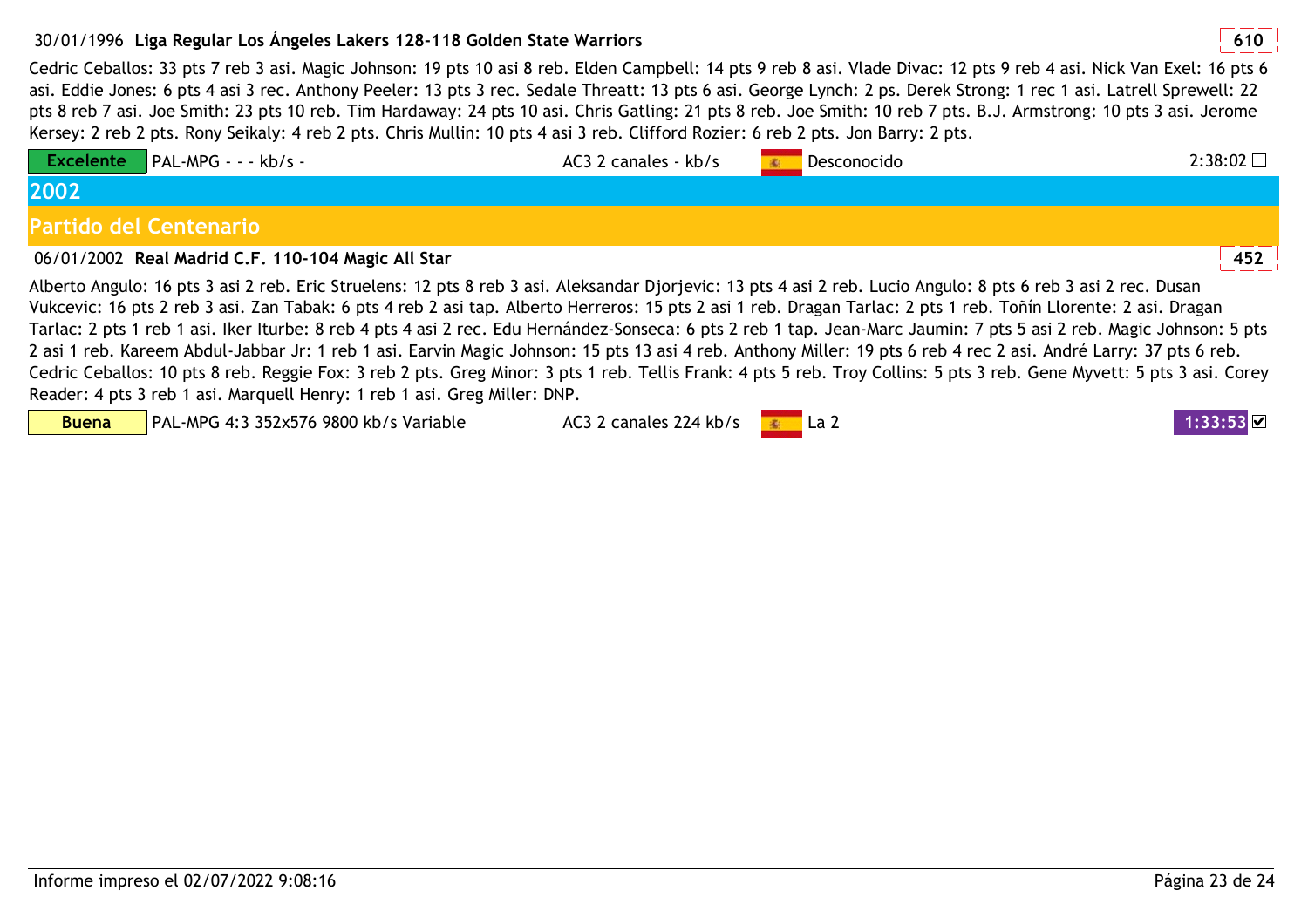30/01/1996 **Liga Regular Los Ángeles Lakers 128-118 Golden State Warriors** **610**

Cedric Ceballos: 33 pts 7 reb 3 asi. Magic Johnson: 19 pts 10 asi 8 reb. Elden Campbell: 14 pts 9 reb 8 asi. Vlade Divac: 12 pts 9 reb 4 asi. Nick Van Exel: 16 pts 6 asi. Eddie Jones: 6 pts 4 asi 3 rec. Anthony Peeler: 13 pts 3 rec. Sedale Threatt: 13 pts 6 asi. George Lynch: 2 ps. Derek Strong: 1 rec 1 asi. Latrell Sprewell: 22 pts 8 reb 7 asi. Joe Smith: 23 pts 10 reb. Tim Hardaway: 24 pts 10 asi. Chris Gatling: 21 pts 8 reb. Joe Smith: 10 reb 7 pts. B.J. Armstrong: 10 pts 3 asi. Jerome Kersey: 2 reb 2 pts. Rony Seikaly: 4 reb 2 pts. Chris Mullin: 10 pts 4 asi 3 reb. Clifford Rozier: 6 reb 2 pts. Jon Barry: 2 pts.

| Excelente | PAL-MPG - - - kb/s - | AC3 2 canales - kb/s | Desconocido | 2:38:02 ☐ |
|---|---|---|---|---|

## 2002

### Partido del Centenario

06/01/2002 **Real Madrid C.F. 110-104 Magic All Star** **452**

Alberto Angulo: 16 pts 3 asi 2 reb. Eric Struelens: 12 pts 8 reb 3 asi. Aleksandar Djorjevic: 13 pts 4 asi 2 reb. Lucio Angulo: 8 pts 6 reb 3 asi 2 rec. Dusan Vukcevic: 16 pts 2 reb 3 asi. Zan Tabak: 6 pts 4 reb 2 asi tap. Alberto Herreros: 15 pts 2 asi 1 reb. Dragan Tarlac: 2 pts 1 reb. Toñín Llorente: 2 asi. Dragan Tarlac: 2 pts 1 reb 1 asi. Iker Iturbe: 8 reb 4 pts 4 asi 2 rec. Edu Hernández-Sonseca: 6 pts 2 reb 1 tap. Jean-Marc Jaumin: 7 pts 5 asi 2 reb. Magic Johnson: 5 pts 2 asi 1 reb. Kareem Abdul-Jabbar Jr: 1 reb 1 asi. Earvin Magic Johnson: 15 pts 13 asi 4 reb. Anthony Miller: 19 pts 6 reb 4 rec 2 asi. André Larry: 37 pts 6 reb. Cedric Ceballos: 10 pts 8 reb. Reggie Fox: 3 reb 2 pts. Greg Minor: 3 pts 1 reb. Tellis Frank: 4 pts 5 reb. Troy Collins: 5 pts 3 reb. Gene Myvett: 5 pts 3 asi. Corey Reader: 4 pts 3 reb 1 asi. Marquell Henry: 1 reb 1 asi. Greg Miller: DNP.

| Buena | PAL-MPG 4:3 352x576 9800 kb/s Variable | AC3 2 canales 224 kb/s | La 2 | 1:33:53 ☑ |
|---|---|---|---|---|

Informe impreso el 02/07/2022 9:08:16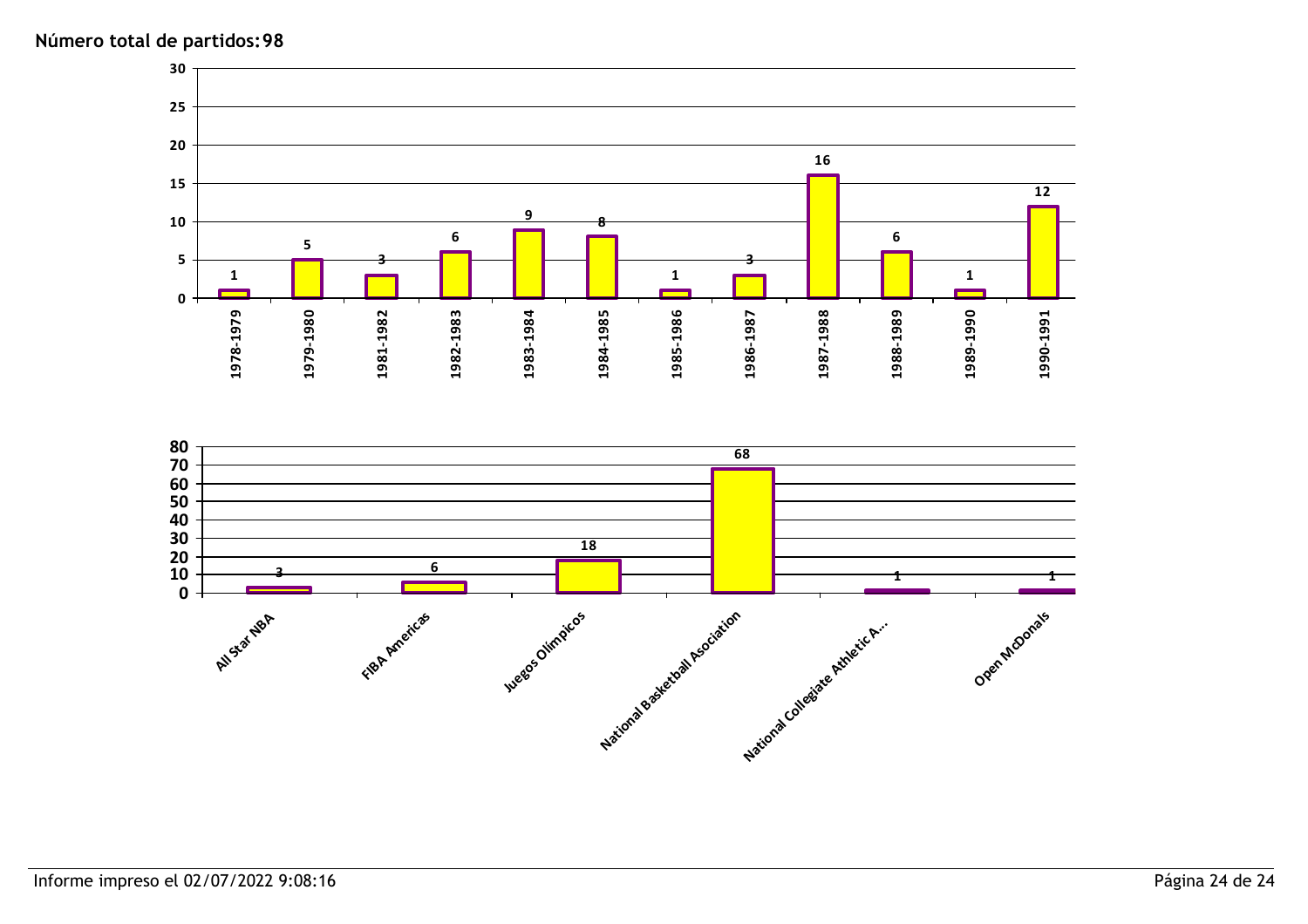**Número total de partidos: 98**

30
25
20
15
10
5
0

1
5
3
6
9
8
1
3
16
6
1
12

1978-1979
1979-1980
1981-1982
1982-1983
1983-1984
1984-1985
1985-1986
1986-1987
1987-1988
1988-1989
1989-1990
1990-1991

80
70
60
50
40
30
20
10
0

3
6
18
68
1
1

All Star NBA
FIBA Americas
Juegos Olímpicos
National Basketball Asociation
National Collegiate Athletic A...
Open McDonals

Informe impreso el 02/07/2022 9:08:16